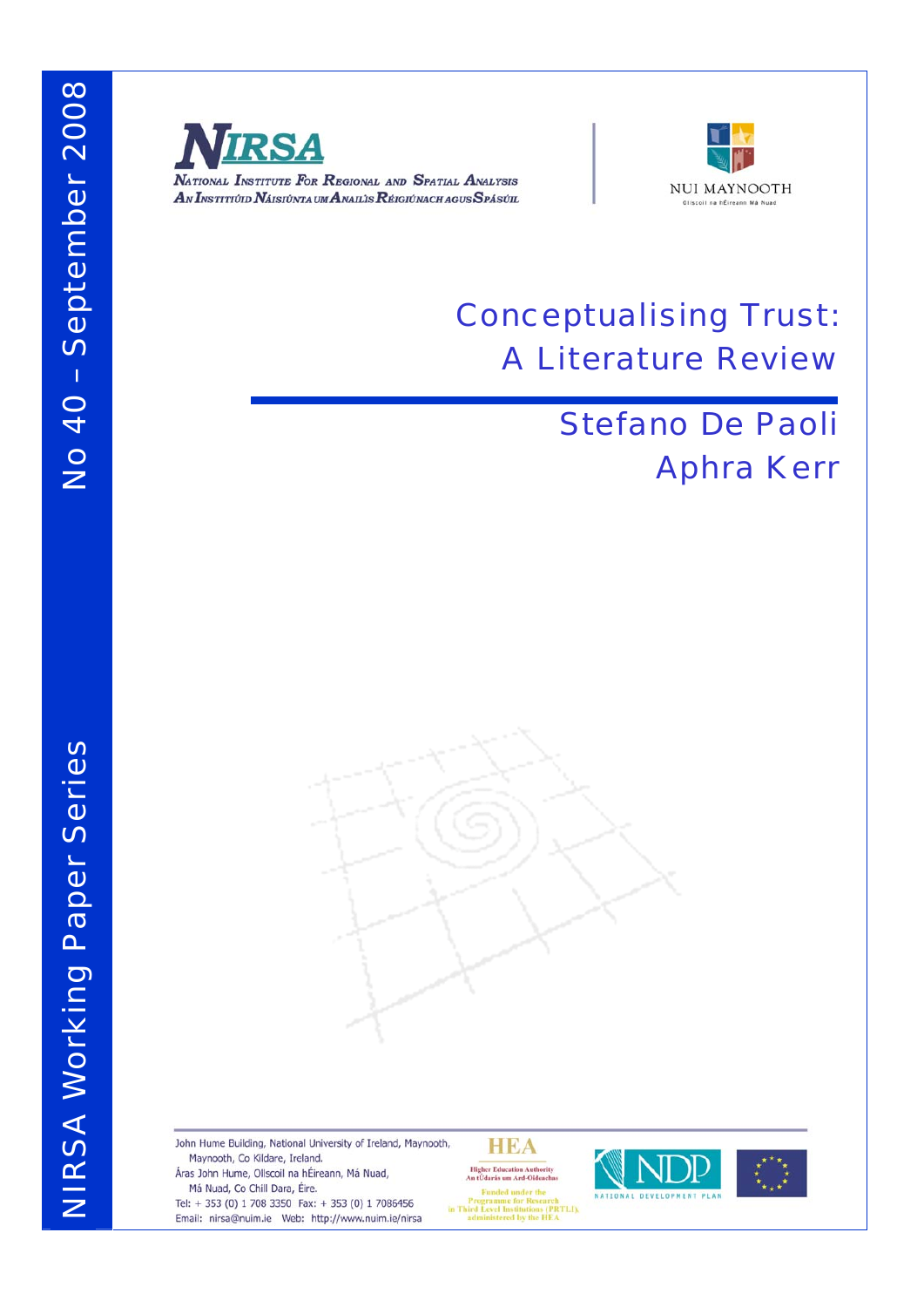NIRSA Working Paper Series

No 40 – September 2008

NIRSA

National Institute For Regional and Spatial Analysis

An Institiúid Náisiúnta um Anailís Réigiúnach agus Spásúil

NUI MAYNOOTH

Ollscoil na hÉireann Má Nuad

# Conceptualising Trust: A Literature Review

## Stefano De Paoli
## Aphra Kerr

John Hume Building, National University of Ireland, Maynooth, Maynooth, Co Kildare, Ireland.
Áras John Hume, Ollscoil na hÉireann, Má Nuad, Má Nuad, Co Chill Dara, Éire.
Tel: + 353 (0) 1 708 3350 Fax: + 353 (0) 1 7086456
Email: nirsa@nuim.ie Web: http://www.nuim.ie/nirsa

HEA
Higher Education Authority
An tÚdarás um Ard-Oideachas
Funded under the Programme for Research in Third Level Institutions (PRTLI), administered by the HEA

NDP
NATIONAL DEVELOPMENT PLAN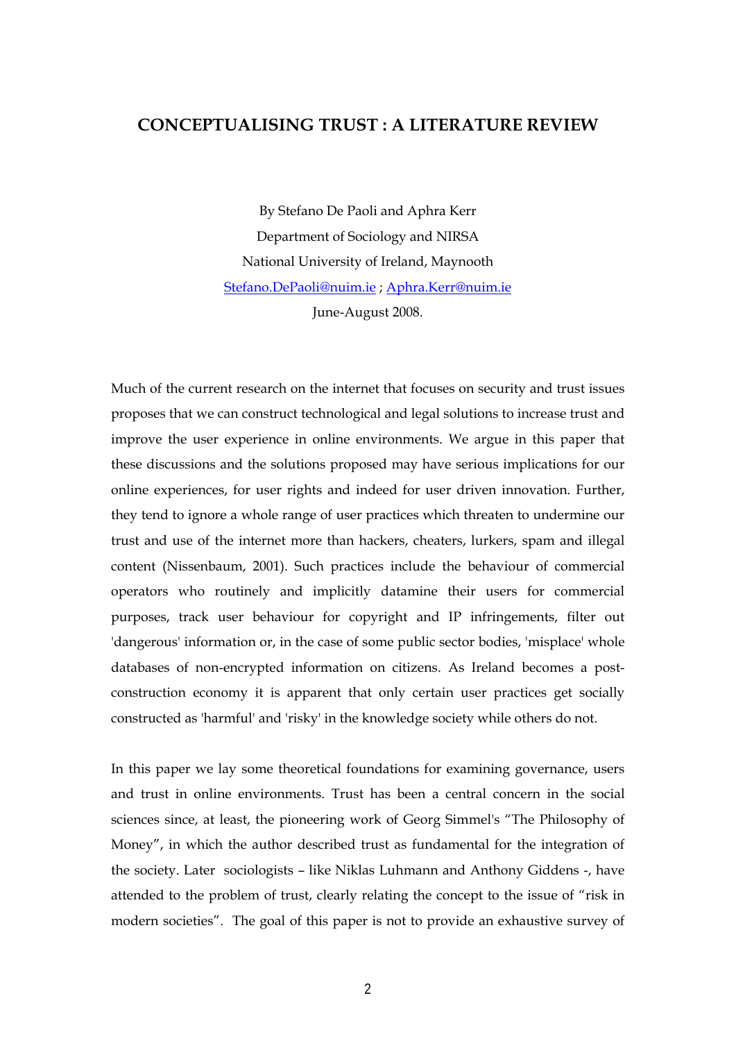# CONCEPTUALISING TRUST : A LITERATURE REVIEW

By Stefano De Paoli and Aphra Kerr
Department of Sociology and NIRSA
National University of Ireland, Maynooth
Stefano.DePaoli@nuim.ie ; Aphra.Kerr@nuim.ie
June-August 2008.

Much of the current research on the internet that focuses on security and trust issues proposes that we can construct technological and legal solutions to increase trust and improve the user experience in online environments. We argue in this paper that these discussions and the solutions proposed may have serious implications for our online experiences, for user rights and indeed for user driven innovation. Further, they tend to ignore a whole range of user practices which threaten to undermine our trust and use of the internet more than hackers, cheaters, lurkers, spam and illegal content (Nissenbaum, 2001). Such practices include the behaviour of commercial operators who routinely and implicitly datamine their users for commercial purposes, track user behaviour for copyright and IP infringements, filter out 'dangerous' information or, in the case of some public sector bodies, 'misplace' whole databases of non-encrypted information on citizens. As Ireland becomes a post-construction economy it is apparent that only certain user practices get socially constructed as 'harmful' and 'risky' in the knowledge society while others do not.

In this paper we lay some theoretical foundations for examining governance, users and trust in online environments. Trust has been a central concern in the social sciences since, at least, the pioneering work of Georg Simmel's "The Philosophy of Money", in which the author described trust as fundamental for the integration of the society. Later sociologists – like Niklas Luhmann and Anthony Giddens -, have attended to the problem of trust, clearly relating the concept to the issue of "risk in modern societies". The goal of this paper is not to provide an exhaustive survey of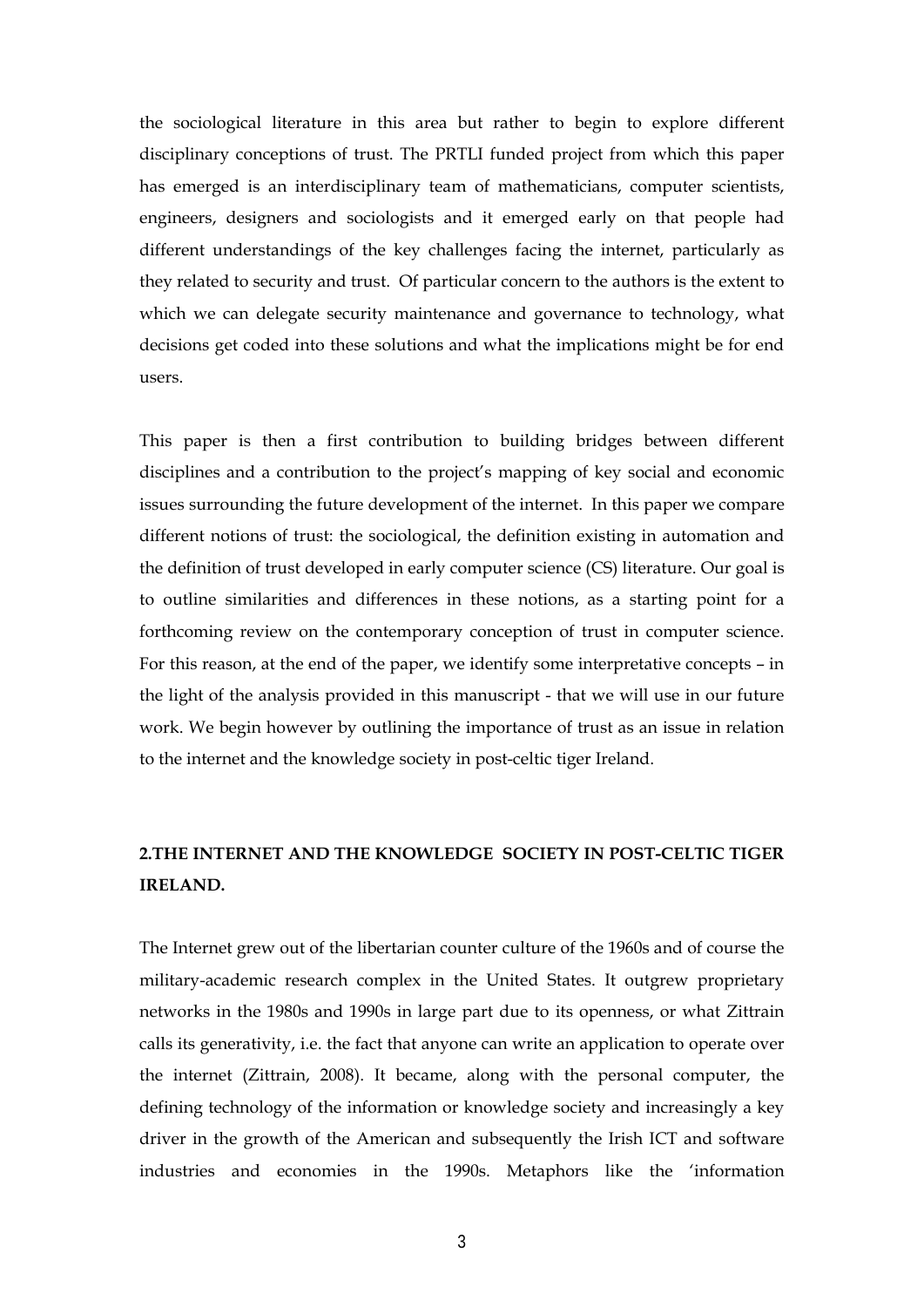the sociological literature in this area but rather to begin to explore different disciplinary conceptions of trust. The PRTLI funded project from which this paper has emerged is an interdisciplinary team of mathematicians, computer scientists, engineers, designers and sociologists and it emerged early on that people had different understandings of the key challenges facing the internet, particularly as they related to security and trust. Of particular concern to the authors is the extent to which we can delegate security maintenance and governance to technology, what decisions get coded into these solutions and what the implications might be for end users.

This paper is then a first contribution to building bridges between different disciplines and a contribution to the project's mapping of key social and economic issues surrounding the future development of the internet. In this paper we compare different notions of trust: the sociological, the definition existing in automation and the definition of trust developed in early computer science (CS) literature. Our goal is to outline similarities and differences in these notions, as a starting point for a forthcoming review on the contemporary conception of trust in computer science. For this reason, at the end of the paper, we identify some interpretative concepts – in the light of the analysis provided in this manuscript - that we will use in our future work. We begin however by outlining the importance of trust as an issue in relation to the internet and the knowledge society in post-celtic tiger Ireland.

## 2.THE INTERNET AND THE KNOWLEDGE SOCIETY IN POST-CELTIC TIGER IRELAND.

The Internet grew out of the libertarian counter culture of the 1960s and of course the military-academic research complex in the United States. It outgrew proprietary networks in the 1980s and 1990s in large part due to its openness, or what Zittrain calls its generativity, i.e. the fact that anyone can write an application to operate over the internet (Zittrain, 2008). It became, along with the personal computer, the defining technology of the information or knowledge society and increasingly a key driver in the growth of the American and subsequently the Irish ICT and software industries and economies in the 1990s. Metaphors like the 'information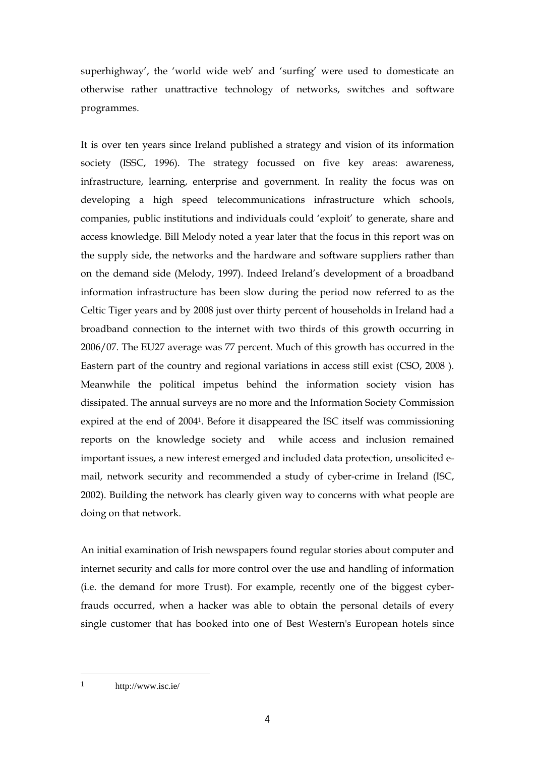superhighway', the 'world wide web' and 'surfing' were used to domesticate an otherwise rather unattractive technology of networks, switches and software programmes.

It is over ten years since Ireland published a strategy and vision of its information society (ISSC, 1996). The strategy focussed on five key areas: awareness, infrastructure, learning, enterprise and government. In reality the focus was on developing a high speed telecommunications infrastructure which schools, companies, public institutions and individuals could 'exploit' to generate, share and access knowledge. Bill Melody noted a year later that the focus in this report was on the supply side, the networks and the hardware and software suppliers rather than on the demand side (Melody, 1997). Indeed Ireland's development of a broadband information infrastructure has been slow during the period now referred to as the Celtic Tiger years and by 2008 just over thirty percent of households in Ireland had a broadband connection to the internet with two thirds of this growth occurring in 2006/07. The EU27 average was 77 percent. Much of this growth has occurred in the Eastern part of the country and regional variations in access still exist (CSO, 2008 ). Meanwhile the political impetus behind the information society vision has dissipated. The annual surveys are no more and the Information Society Commission expired at the end of 2004[1]. Before it disappeared the ISC itself was commissioning reports on the knowledge society and while access and inclusion remained important issues, a new interest emerged and included data protection, unsolicited e-mail, network security and recommended a study of cyber-crime in Ireland (ISC, 2002). Building the network has clearly given way to concerns with what people are doing on that network.

An initial examination of Irish newspapers found regular stories about computer and internet security and calls for more control over the use and handling of information (i.e. the demand for more Trust). For example, recently one of the biggest cyber-frauds occurred, when a hacker was able to obtain the personal details of every single customer that has booked into one of Best Western's European hotels since

---

[1] http://www.isc.ie/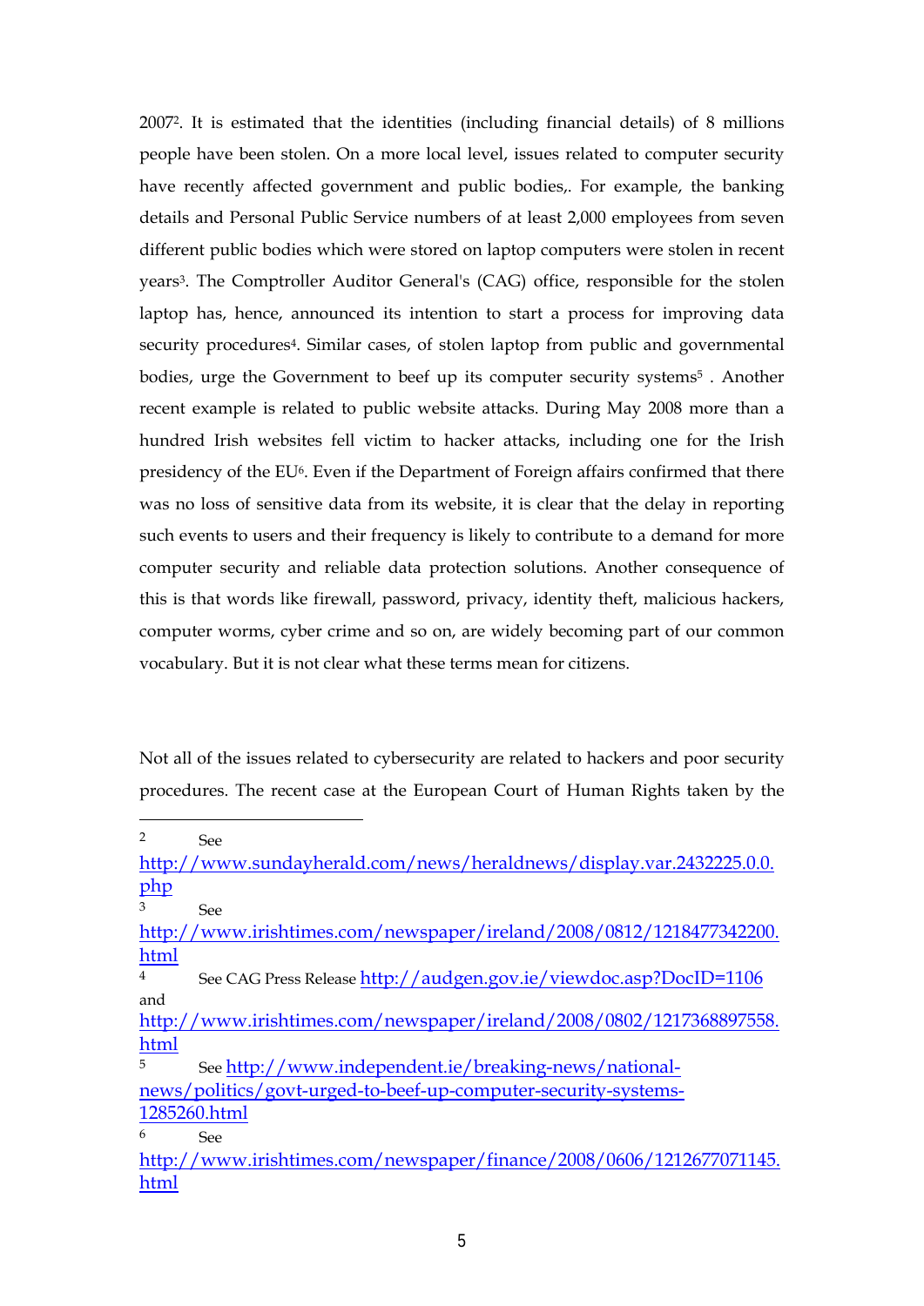2007[2]. It is estimated that the identities (including financial details) of 8 millions people have been stolen. On a more local level, issues related to computer security have recently affected government and public bodies,. For example, the banking details and Personal Public Service numbers of at least 2,000 employees from seven different public bodies which were stored on laptop computers were stolen in recent years[3]. The Comptroller Auditor General's (CAG) office, responsible for the stolen laptop has, hence, announced its intention to start a process for improving data security procedures[4]. Similar cases, of stolen laptop from public and governmental bodies, urge the Government to beef up its computer security systems[5] . Another recent example is related to public website attacks. During May 2008 more than a hundred Irish websites fell victim to hacker attacks, including one for the Irish presidency of the EU[6]. Even if the Department of Foreign affairs confirmed that there was no loss of sensitive data from its website, it is clear that the delay in reporting such events to users and their frequency is likely to contribute to a demand for more computer security and reliable data protection solutions. Another consequence of this is that words like firewall, password, privacy, identity theft, malicious hackers, computer worms, cyber crime and so on, are widely becoming part of our common vocabulary. But it is not clear what these terms mean for citizens.

Not all of the issues related to cybersecurity are related to hackers and poor security procedures. The recent case at the European Court of Human Rights taken by the

---

[2] See http://www.sundayherald.com/news/heraldnews/display.var.2432225.0.0.php

[3] See http://www.irishtimes.com/newspaper/ireland/2008/0812/1218477342200.html

[4] See CAG Press Release http://audgen.gov.ie/viewdoc.asp?DocID=1106 and http://www.irishtimes.com/newspaper/ireland/2008/0802/1217368897558.html

[5] See http://www.independent.ie/breaking-news/national-news/politics/govt-urged-to-beef-up-computer-security-systems-1285260.html

[6] See http://www.irishtimes.com/newspaper/finance/2008/0606/1212677071145.html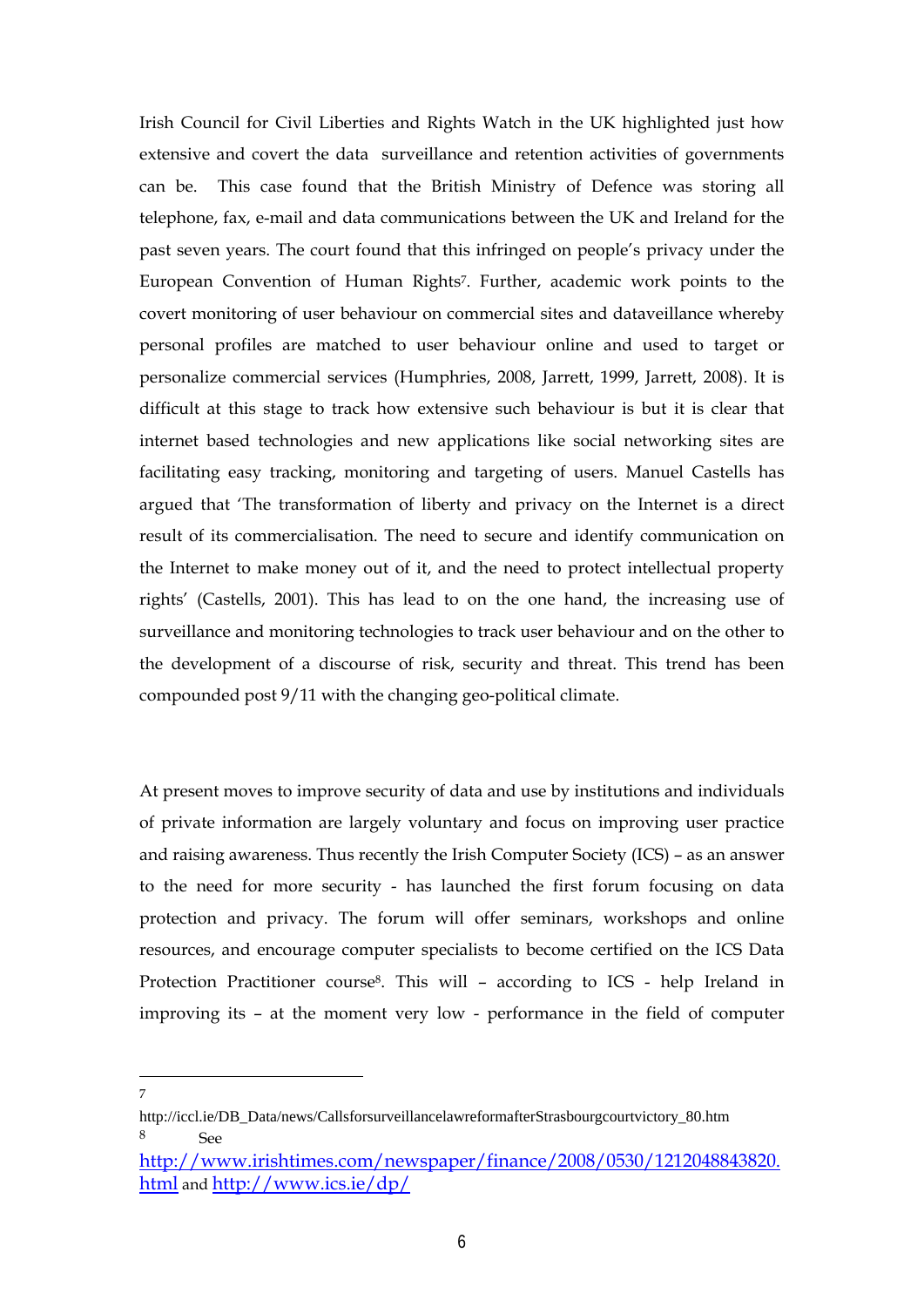Irish Council for Civil Liberties and Rights Watch in the UK highlighted just how extensive and covert the data surveillance and retention activities of governments can be. This case found that the British Ministry of Defence was storing all telephone, fax, e-mail and data communications between the UK and Ireland for the past seven years. The court found that this infringed on people's privacy under the European Convention of Human Rights[7]. Further, academic work points to the covert monitoring of user behaviour on commercial sites and dataveillance whereby personal profiles are matched to user behaviour online and used to target or personalize commercial services (Humphries, 2008, Jarrett, 1999, Jarrett, 2008). It is difficult at this stage to track how extensive such behaviour is but it is clear that internet based technologies and new applications like social networking sites are facilitating easy tracking, monitoring and targeting of users. Manuel Castells has argued that 'The transformation of liberty and privacy on the Internet is a direct result of its commercialisation. The need to secure and identify communication on the Internet to make money out of it, and the need to protect intellectual property rights' (Castells, 2001). This has lead to on the one hand, the increasing use of surveillance and monitoring technologies to track user behaviour and on the other to the development of a discourse of risk, security and threat. This trend has been compounded post 9/11 with the changing geo-political climate.

At present moves to improve security of data and use by institutions and individuals of private information are largely voluntary and focus on improving user practice and raising awareness. Thus recently the Irish Computer Society (ICS) – as an answer to the need for more security - has launched the first forum focusing on data protection and privacy. The forum will offer seminars, workshops and online resources, and encourage computer specialists to become certified on the ICS Data Protection Practitioner course[8]. This will – according to ICS - help Ireland in improving its – at the moment very low - performance in the field of computer

---

[7] http://iccl.ie/DB_Data/news/CallsforsurveillancelawreformafterStrasbourgcourtvictory_80.htm

[8] See http://www.irishtimes.com/newspaper/finance/2008/0530/1212048843820.html and http://www.ics.ie/dp/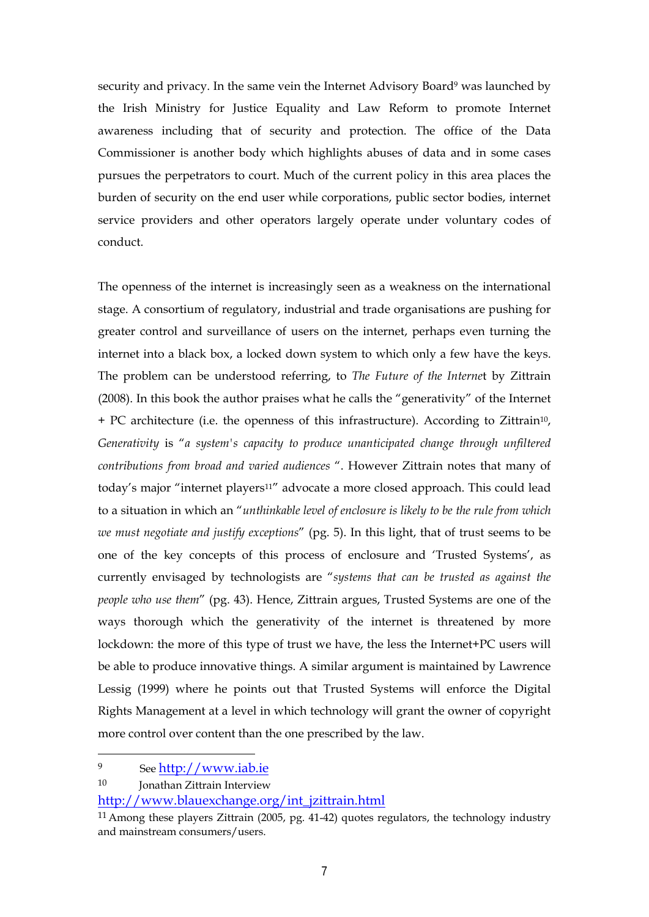security and privacy. In the same vein the Internet Advisory Board[9] was launched by the Irish Ministry for Justice Equality and Law Reform to promote Internet awareness including that of security and protection. The office of the Data Commissioner is another body which highlights abuses of data and in some cases pursues the perpetrators to court. Much of the current policy in this area places the burden of security on the end user while corporations, public sector bodies, internet service providers and other operators largely operate under voluntary codes of conduct.

The openness of the internet is increasingly seen as a weakness on the international stage. A consortium of regulatory, industrial and trade organisations are pushing for greater control and surveillance of users on the internet, perhaps even turning the internet into a black box, a locked down system to which only a few have the keys. The problem can be understood referring, to *The Future of the Internet* by Zittrain (2008). In this book the author praises what he calls the "generativity" of the Internet + PC architecture (i.e. the openness of this infrastructure). According to Zittrain[10], *Generativity* is "*a system's capacity to produce unanticipated change through unfiltered contributions from broad and varied audiences* ". However Zittrain notes that many of today's major "internet players[11]" advocate a more closed approach. This could lead to a situation in which an "*unthinkable level of enclosure is likely to be the rule from which we must negotiate and justify exceptions*" (pg. 5). In this light, that of trust seems to be one of the key concepts of this process of enclosure and 'Trusted Systems', as currently envisaged by technologists are "*systems that can be trusted as against the people who use them*" (pg. 43). Hence, Zittrain argues, Trusted Systems are one of the ways thorough which the generativity of the internet is threatened by more lockdown: the more of this type of trust we have, the less the Internet+PC users will be able to produce innovative things. A similar argument is maintained by Lawrence Lessig (1999) where he points out that Trusted Systems will enforce the Digital Rights Management at a level in which technology will grant the owner of copyright more control over content than the one prescribed by the law.

---

[9] See http://www.iab.ie

[10] Jonathan Zittrain Interview http://www.blauexchange.org/int_jzittrain.html

[11] Among these players Zittrain (2005, pg. 41-42) quotes regulators, the technology industry and mainstream consumers/users.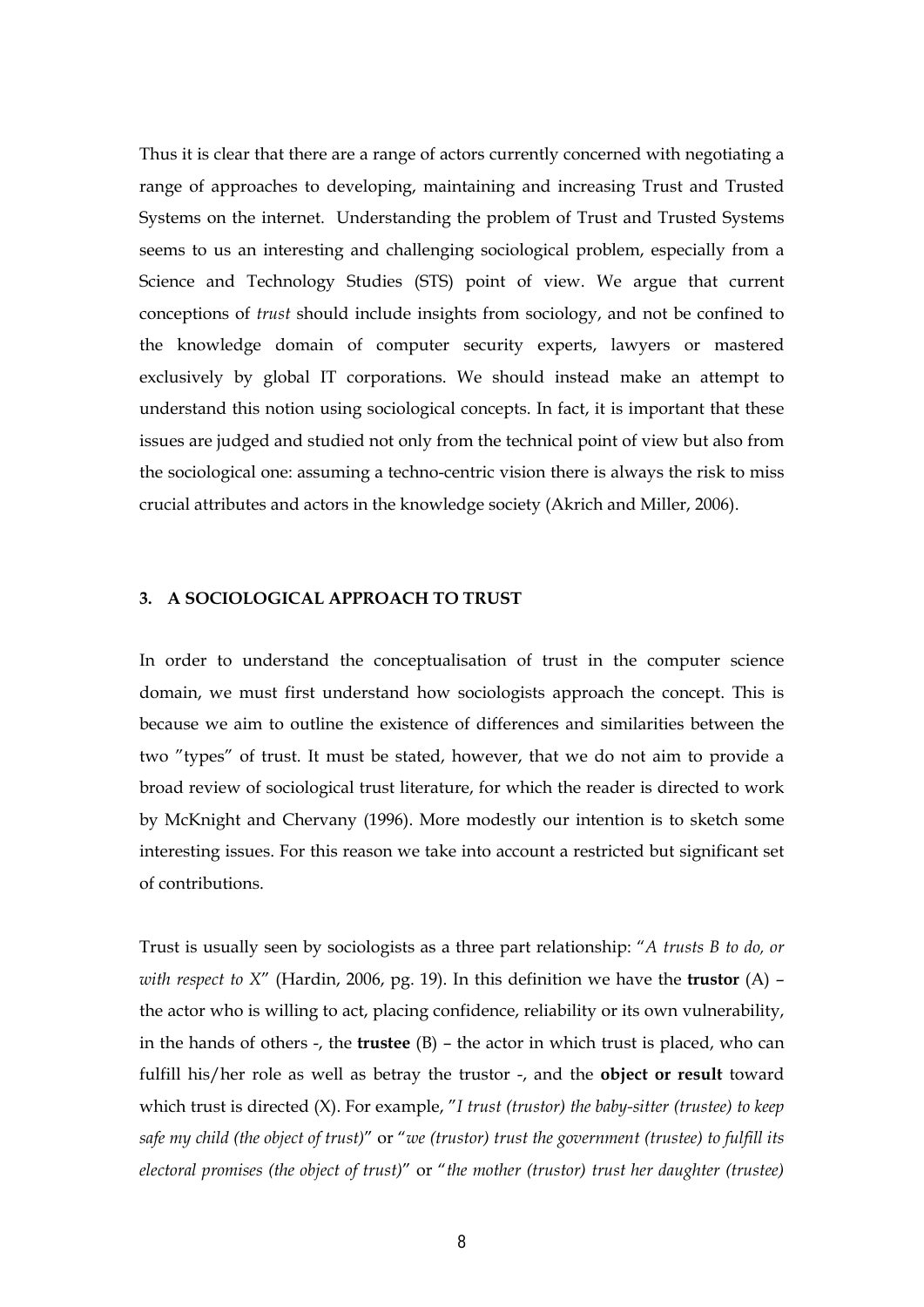Thus it is clear that there are a range of actors currently concerned with negotiating a range of approaches to developing, maintaining and increasing Trust and Trusted Systems on the internet. Understanding the problem of Trust and Trusted Systems seems to us an interesting and challenging sociological problem, especially from a Science and Technology Studies (STS) point of view. We argue that current conceptions of *trust* should include insights from sociology, and not be confined to the knowledge domain of computer security experts, lawyers or mastered exclusively by global IT corporations. We should instead make an attempt to understand this notion using sociological concepts. In fact, it is important that these issues are judged and studied not only from the technical point of view but also from the sociological one: assuming a techno-centric vision there is always the risk to miss crucial attributes and actors in the knowledge society (Akrich and Miller, 2006).

## 3. A SOCIOLOGICAL APPROACH TO TRUST

In order to understand the conceptualisation of trust in the computer science domain, we must first understand how sociologists approach the concept. This is because we aim to outline the existence of differences and similarities between the two "types" of trust. It must be stated, however, that we do not aim to provide a broad review of sociological trust literature, for which the reader is directed to work by McKnight and Chervany (1996). More modestly our intention is to sketch some interesting issues. For this reason we take into account a restricted but significant set of contributions.

Trust is usually seen by sociologists as a three part relationship: "*A trusts B to do, or with respect to X*" (Hardin, 2006, pg. 19). In this definition we have the **trustor** (A) – the actor who is willing to act, placing confidence, reliability or its own vulnerability, in the hands of others -, the **trustee** (B) – the actor in which trust is placed, who can fulfill his/her role as well as betray the trustor -, and the **object or result** toward which trust is directed (X). For example, "*I trust (trustor) the baby-sitter (trustee) to keep safe my child (the object of trust)*" or "*we (trustor) trust the government (trustee) to fulfill its electoral promises (the object of trust)*" or "*the mother (trustor) trust her daughter (trustee)*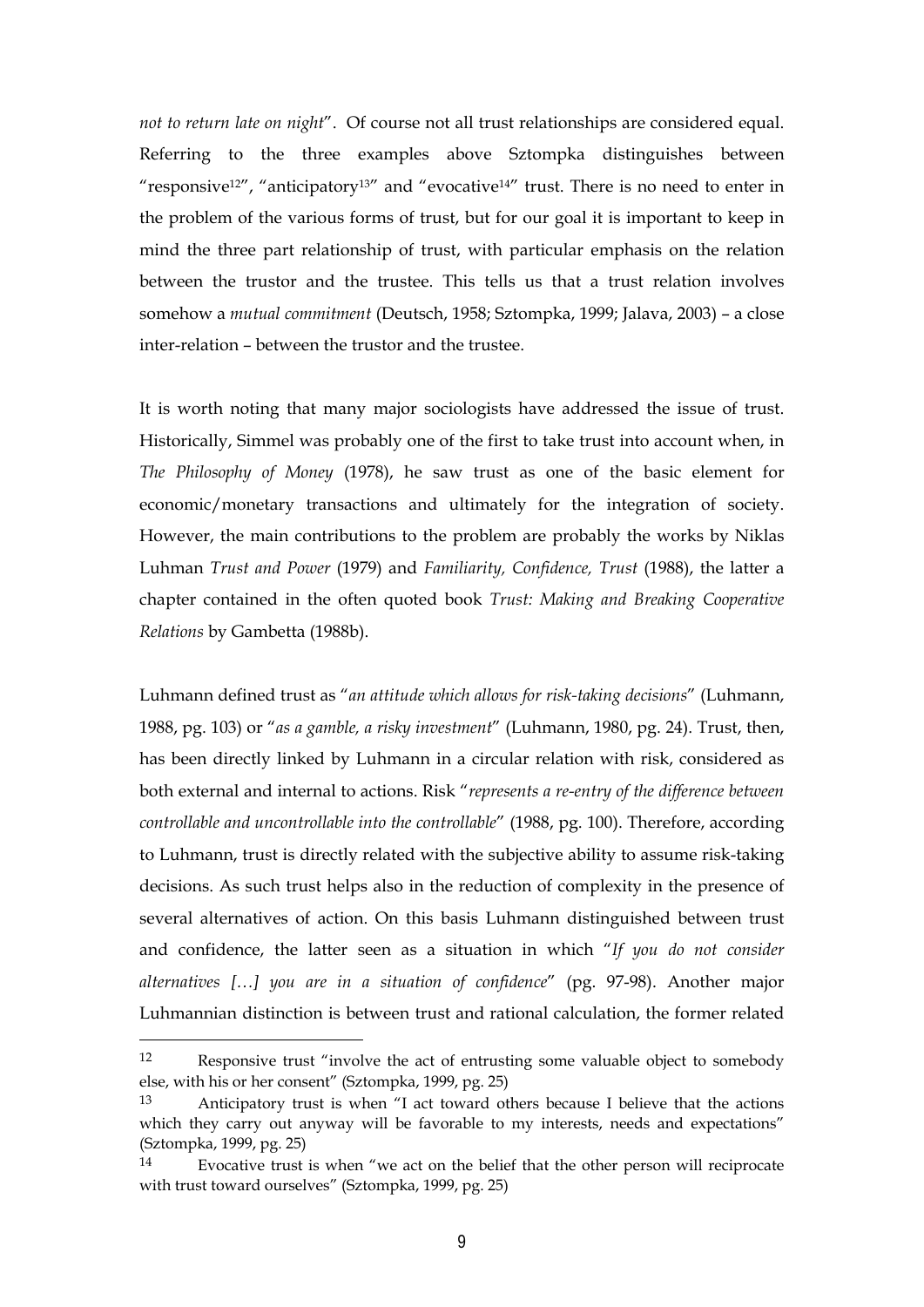*not to return late on night*". Of course not all trust relationships are considered equal. Referring to the three examples above Sztompka distinguishes between "responsive[12]", "anticipatory[13]" and "evocative[14]" trust. There is no need to enter in the problem of the various forms of trust, but for our goal it is important to keep in mind the three part relationship of trust, with particular emphasis on the relation between the trustor and the trustee. This tells us that a trust relation involves somehow a *mutual commitment* (Deutsch, 1958; Sztompka, 1999; Jalava, 2003) – a close inter-relation – between the trustor and the trustee.

It is worth noting that many major sociologists have addressed the issue of trust. Historically, Simmel was probably one of the first to take trust into account when, in *The Philosophy of Money* (1978), he saw trust as one of the basic element for economic/monetary transactions and ultimately for the integration of society. However, the main contributions to the problem are probably the works by Niklas Luhman *Trust and Power* (1979) and *Familiarity, Confidence, Trust* (1988), the latter a chapter contained in the often quoted book *Trust: Making and Breaking Cooperative Relations* by Gambetta (1988b).

Luhmann defined trust as "*an attitude which allows for risk-taking decisions*" (Luhmann, 1988, pg. 103) or "*as a gamble, a risky investment*" (Luhmann, 1980, pg. 24). Trust, then, has been directly linked by Luhmann in a circular relation with risk, considered as both external and internal to actions. Risk "*represents a re-entry of the difference between controllable and uncontrollable into the controllable*" (1988, pg. 100). Therefore, according to Luhmann, trust is directly related with the subjective ability to assume risk-taking decisions. As such trust helps also in the reduction of complexity in the presence of several alternatives of action. On this basis Luhmann distinguished between trust and confidence, the latter seen as a situation in which "*If you do not consider alternatives […] you are in a situation of confidence*" (pg. 97-98). Another major Luhmannian distinction is between trust and rational calculation, the former related

---

[12] Responsive trust "involve the act of entrusting some valuable object to somebody else, with his or her consent" (Sztompka, 1999, pg. 25)

[13] Anticipatory trust is when "I act toward others because I believe that the actions which they carry out anyway will be favorable to my interests, needs and expectations" (Sztompka, 1999, pg. 25)

[14] Evocative trust is when "we act on the belief that the other person will reciprocate with trust toward ourselves" (Sztompka, 1999, pg. 25)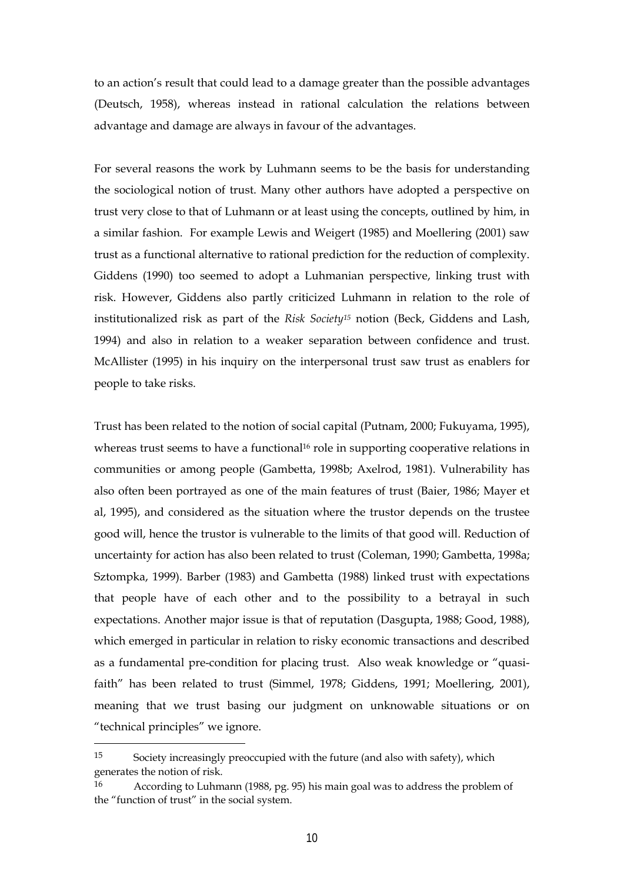to an action's result that could lead to a damage greater than the possible advantages (Deutsch, 1958), whereas instead in rational calculation the relations between advantage and damage are always in favour of the advantages.

For several reasons the work by Luhmann seems to be the basis for understanding the sociological notion of trust. Many other authors have adopted a perspective on trust very close to that of Luhmann or at least using the concepts, outlined by him, in a similar fashion. For example Lewis and Weigert (1985) and Moellering (2001) saw trust as a functional alternative to rational prediction for the reduction of complexity. Giddens (1990) too seemed to adopt a Luhmanian perspective, linking trust with risk. However, Giddens also partly criticized Luhmann in relation to the role of institutionalized risk as part of the *Risk Society*[15] notion (Beck, Giddens and Lash, 1994) and also in relation to a weaker separation between confidence and trust. McAllister (1995) in his inquiry on the interpersonal trust saw trust as enablers for people to take risks.

Trust has been related to the notion of social capital (Putnam, 2000; Fukuyama, 1995), whereas trust seems to have a functional[16] role in supporting cooperative relations in communities or among people (Gambetta, 1998b; Axelrod, 1981). Vulnerability has also often been portrayed as one of the main features of trust (Baier, 1986; Mayer et al, 1995), and considered as the situation where the trustor depends on the trustee good will, hence the trustor is vulnerable to the limits of that good will. Reduction of uncertainty for action has also been related to trust (Coleman, 1990; Gambetta, 1998a; Sztompka, 1999). Barber (1983) and Gambetta (1988) linked trust with expectations that people have of each other and to the possibility to a betrayal in such expectations. Another major issue is that of reputation (Dasgupta, 1988; Good, 1988), which emerged in particular in relation to risky economic transactions and described as a fundamental pre-condition for placing trust. Also weak knowledge or "quasi-faith" has been related to trust (Simmel, 1978; Giddens, 1991; Moellering, 2001), meaning that we trust basing our judgment on unknowable situations or on "technical principles" we ignore.

---

[15] Society increasingly preoccupied with the future (and also with safety), which generates the notion of risk.

[16] According to Luhmann (1988, pg. 95) his main goal was to address the problem of the "function of trust" in the social system.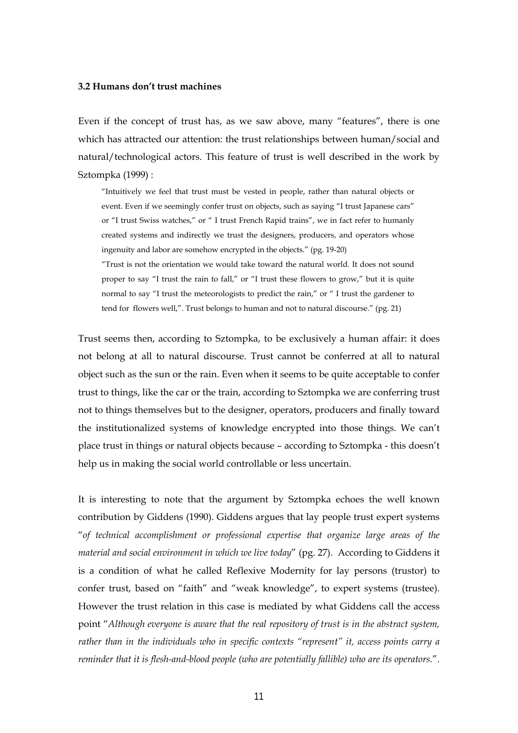### 3.2 Humans don't trust machines

Even if the concept of trust has, as we saw above, many "features", there is one which has attracted our attention: the trust relationships between human/social and natural/technological actors. This feature of trust is well described in the work by Sztompka (1999) :

> "Intuitively we feel that trust must be vested in people, rather than natural objects or event. Even if we seemingly confer trust on objects, such as saying "I trust Japanese cars" or "I trust Swiss watches," or " I trust French Rapid trains", we in fact refer to humanly created systems and indirectly we trust the designers, producers, and operators whose ingenuity and labor are somehow encrypted in the objects." (pg. 19-20)
>
> "Trust is not the orientation we would take toward the natural world. It does not sound proper to say "I trust the rain to fall," or "I trust these flowers to grow," but it is quite normal to say "I trust the meteorologists to predict the rain," or " I trust the gardener to tend for flowers well,". Trust belongs to human and not to natural discourse." (pg. 21)

Trust seems then, according to Sztompka, to be exclusively a human affair: it does not belong at all to natural discourse. Trust cannot be conferred at all to natural object such as the sun or the rain. Even when it seems to be quite acceptable to confer trust to things, like the car or the train, according to Sztompka we are conferring trust not to things themselves but to the designer, operators, producers and finally toward the institutionalized systems of knowledge encrypted into those things. We can't place trust in things or natural objects because – according to Sztompka - this doesn't help us in making the social world controllable or less uncertain.

It is interesting to note that the argument by Sztompka echoes the well known contribution by Giddens (1990). Giddens argues that lay people trust expert systems "*of technical accomplishment or professional expertise that organize large areas of the material and social environment in which we live today*" (pg. 27). According to Giddens it is a condition of what he called Reflexive Modernity for lay persons (trustor) to confer trust, based on "faith" and "weak knowledge", to expert systems (trustee). However the trust relation in this case is mediated by what Giddens call the access point "*Although everyone is aware that the real repository of trust is in the abstract system, rather than in the individuals who in specific contexts "represent" it, access points carry a reminder that it is flesh-and-blood people (who are potentially fallible) who are its operators.*".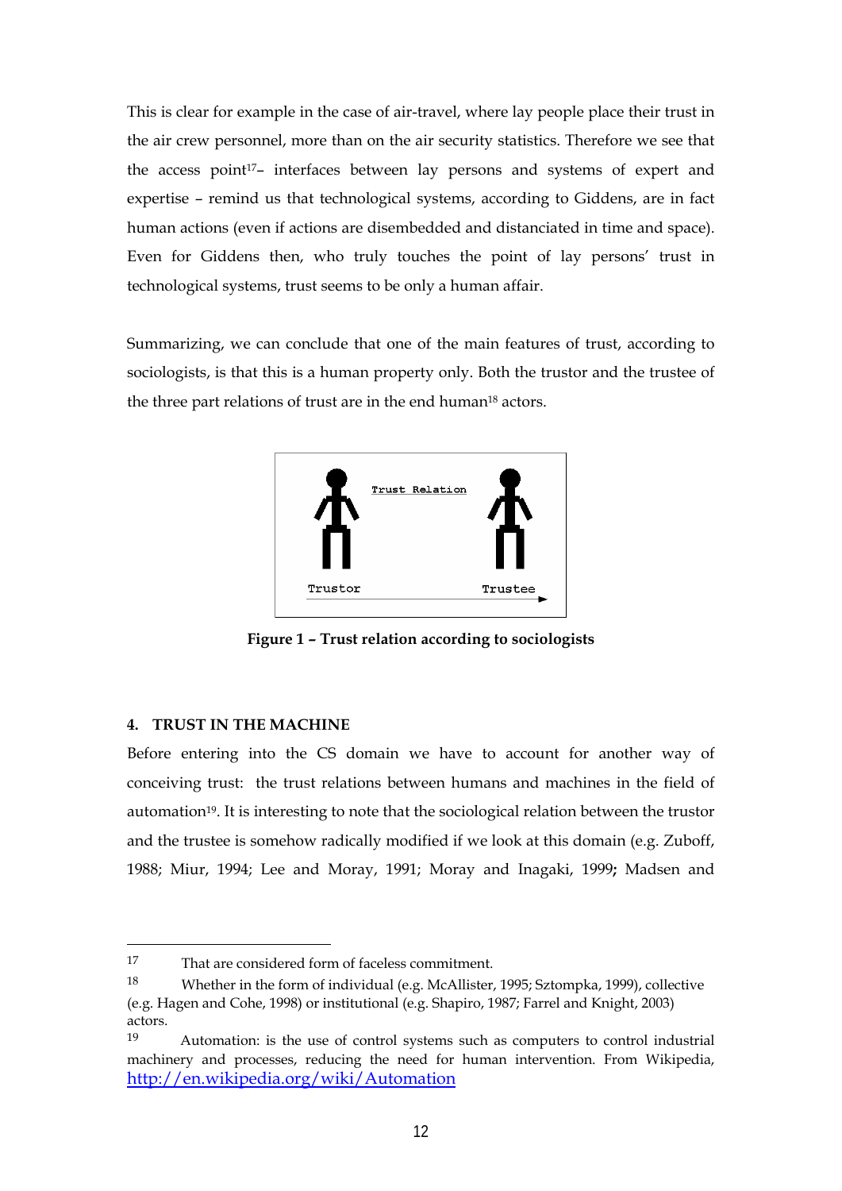This is clear for example in the case of air-travel, where lay people place their trust in the air crew personnel, more than on the air security statistics. Therefore we see that the access point[17]– interfaces between lay persons and systems of expert and expertise – remind us that technological systems, according to Giddens, are in fact human actions (even if actions are disembedded and distanciated in time and space). Even for Giddens then, who truly touches the point of lay persons' trust in technological systems, trust seems to be only a human affair.

Summarizing, we can conclude that one of the main features of trust, according to sociologists, is that this is a human property only. Both the trustor and the trustee of the three part relations of trust are in the end human[18] actors.

Trust Relation

Trustor → Trustee

**Figure 1 – Trust relation according to sociologists**

#### 4. TRUST IN THE MACHINE

Before entering into the CS domain we have to account for another way of conceiving trust: the trust relations between humans and machines in the field of automation[19]. It is interesting to note that the sociological relation between the trustor and the trustee is somehow radically modified if we look at this domain (e.g. Zuboff, 1988; Miur, 1994; Lee and Moray, 1991; Moray and Inagaki, 1999**;** Madsen and

---

[17] That are considered form of faceless commitment.

[18] Whether in the form of individual (e.g. McAllister, 1995; Sztompka, 1999), collective (e.g. Hagen and Cohe, 1998) or institutional (e.g. Shapiro, 1987; Farrel and Knight, 2003) actors.

[19] Automation: is the use of control systems such as computers to control industrial machinery and processes, reducing the need for human intervention. From Wikipedia, http://en.wikipedia.org/wiki/Automation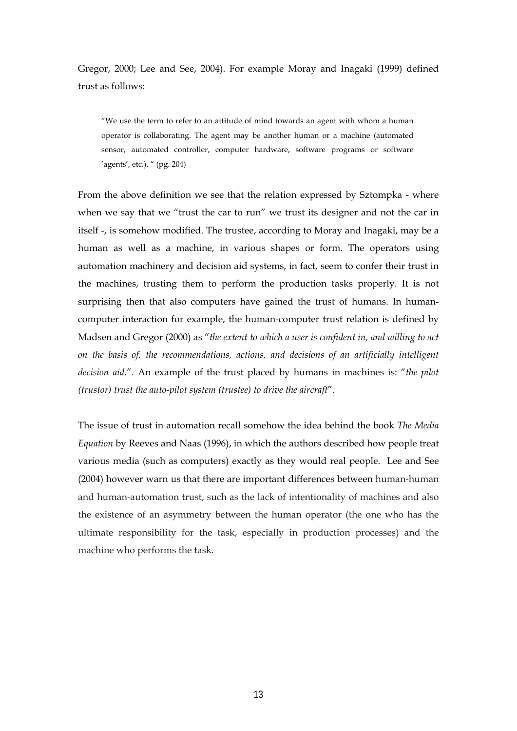Gregor, 2000; Lee and See, 2004). For example Moray and Inagaki (1999) defined trust as follows:

> "We use the term to refer to an attitude of mind towards an agent with whom a human operator is collaborating. The agent may be another human or a machine (automated sensor, automated controller, computer hardware, software programs or software 'agents', etc.). " (pg. 204)

From the above definition we see that the relation expressed by Sztompka - where when we say that we "trust the car to run" we trust its designer and not the car in itself -, is somehow modified. The trustee, according to Moray and Inagaki, may be a human as well as a machine, in various shapes or form. The operators using automation machinery and decision aid systems, in fact, seem to confer their trust in the machines, trusting them to perform the production tasks properly. It is not surprising then that also computers have gained the trust of humans. In human-computer interaction for example, the human-computer trust relation is defined by Madsen and Gregor (2000) as "*the extent to which a user is confident in, and willing to act on the basis of, the recommendations, actions, and decisions of an artificially intelligent decision aid.*". An example of the trust placed by humans in machines is: "*the pilot (trustor) trust the auto-pilot system (trustee) to drive the aircraft*".

The issue of trust in automation recall somehow the idea behind the book *The Media Equation* by Reeves and Naas (1996), in which the authors described how people treat various media (such as computers) exactly as they would real people. Lee and See (2004) however warn us that there are important differences between human-human and human-automation trust, such as the lack of intentionality of machines and also the existence of an asymmetry between the human operator (the one who has the ultimate responsibility for the task, especially in production processes) and the machine who performs the task.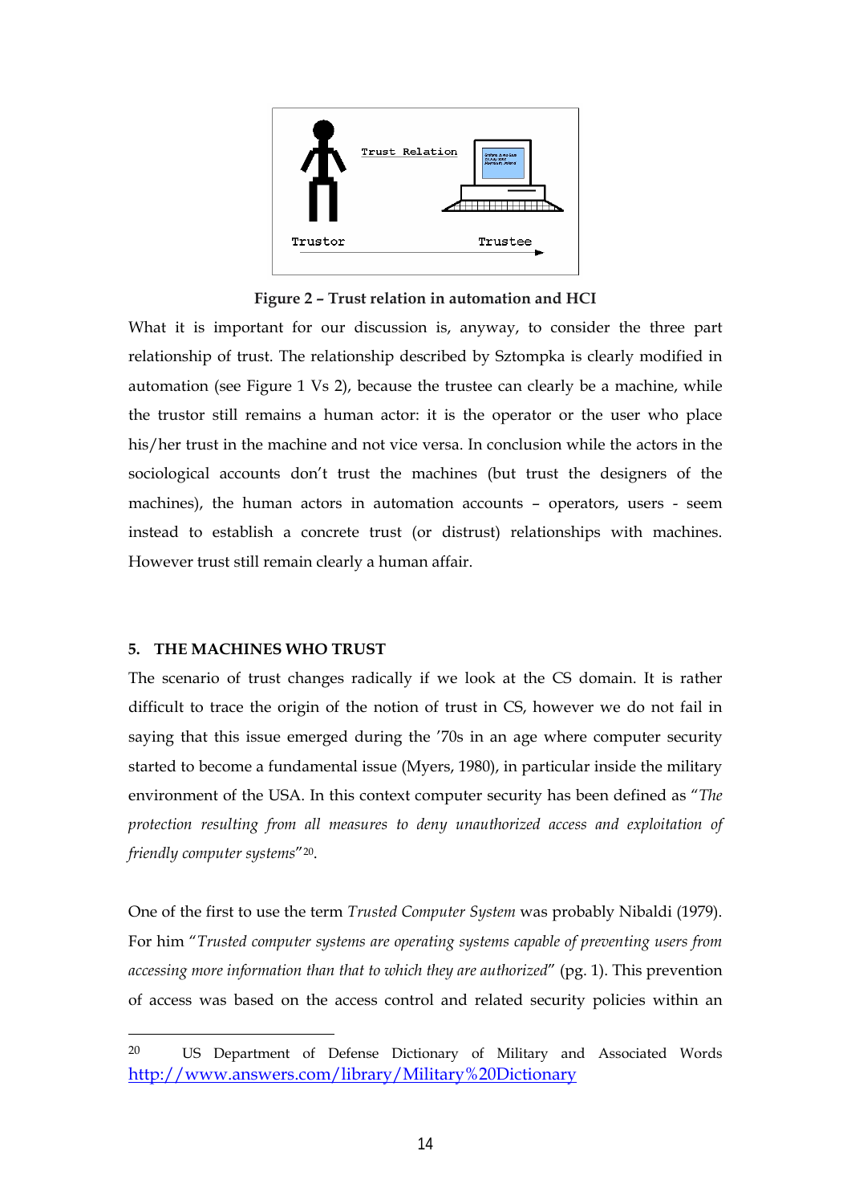Figure 2 – Trust relation in automation and HCI

What it is important for our discussion is, anyway, to consider the three part relationship of trust. The relationship described by Sztompka is clearly modified in automation (see Figure 1 Vs 2), because the trustee can clearly be a machine, while the trustor still remains a human actor: it is the operator or the user who place his/her trust in the machine and not vice versa. In conclusion while the actors in the sociological accounts don't trust the machines (but trust the designers of the machines), the human actors in automation accounts – operators, users - seem instead to establish a concrete trust (or distrust) relationships with machines. However trust still remain clearly a human affair.

## 5. THE MACHINES WHO TRUST

The scenario of trust changes radically if we look at the CS domain. It is rather difficult to trace the origin of the notion of trust in CS, however we do not fail in saying that this issue emerged during the '70s in an age where computer security started to become a fundamental issue (Myers, 1980), in particular inside the military environment of the USA. In this context computer security has been defined as "*The protection resulting from all measures to deny unauthorized access and exploitation of friendly computer systems*"[20].

One of the first to use the term *Trusted Computer System* was probably Nibaldi (1979). For him "*Trusted computer systems are operating systems capable of preventing users from accessing more information than that to which they are authorized*" (pg. 1). This prevention of access was based on the access control and related security policies within an

---

[20] US Department of Defense Dictionary of Military and Associated Words http://www.answers.com/library/Military%20Dictionary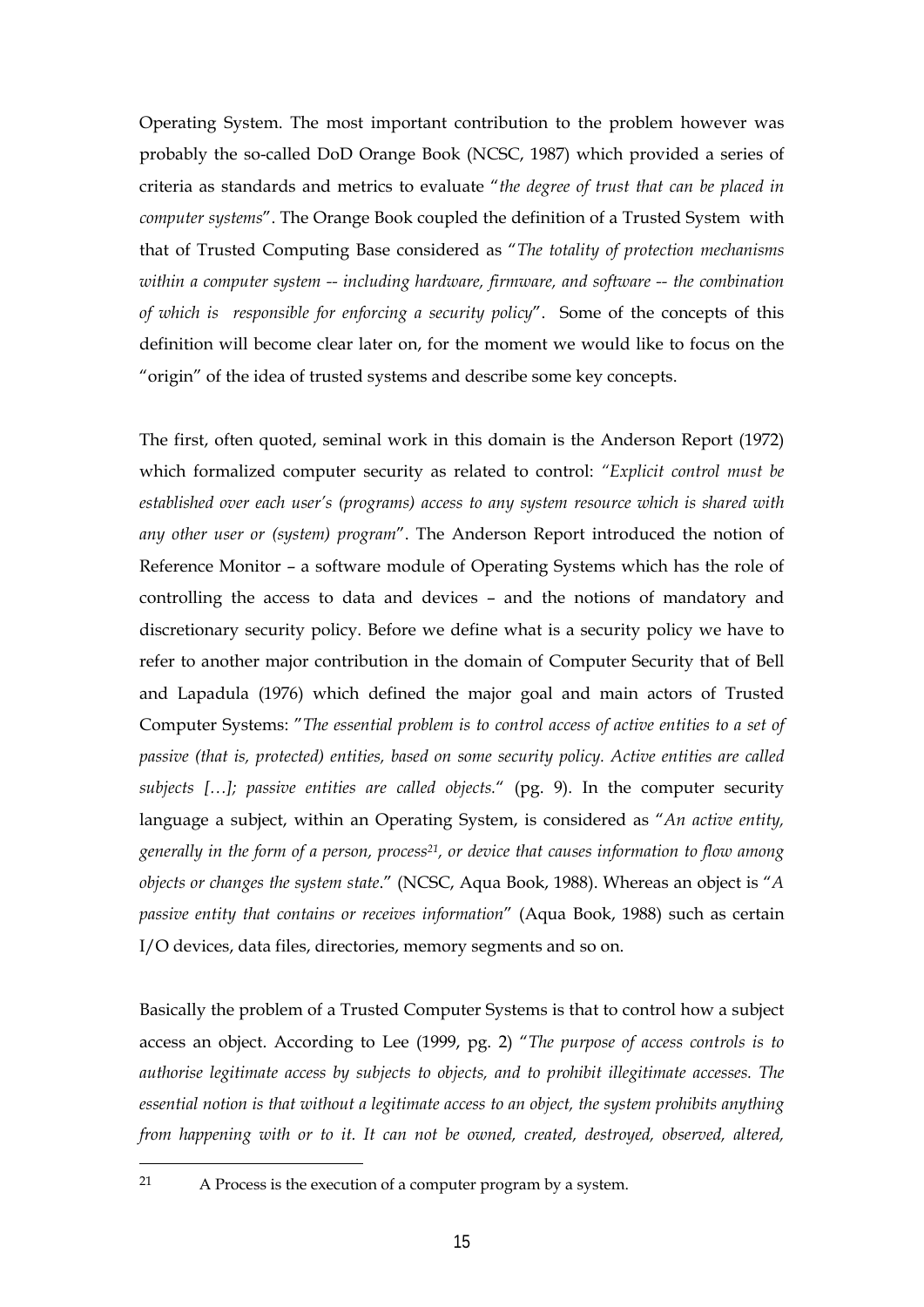Operating System. The most important contribution to the problem however was probably the so-called DoD Orange Book (NCSC, 1987) which provided a series of criteria as standards and metrics to evaluate "*the degree of trust that can be placed in computer systems*". The Orange Book coupled the definition of a Trusted System with that of Trusted Computing Base considered as "*The totality of protection mechanisms within a computer system -- including hardware, firmware, and software -- the combination of which is responsible for enforcing a security policy*". Some of the concepts of this definition will become clear later on, for the moment we would like to focus on the "origin" of the idea of trusted systems and describe some key concepts.

The first, often quoted, seminal work in this domain is the Anderson Report (1972) which formalized computer security as related to control: *"Explicit control must be established over each user's (programs) access to any system resource which is shared with any other user or (system) program*". The Anderson Report introduced the notion of Reference Monitor – a software module of Operating Systems which has the role of controlling the access to data and devices – and the notions of mandatory and discretionary security policy. Before we define what is a security policy we have to refer to another major contribution in the domain of Computer Security that of Bell and Lapadula (1976) which defined the major goal and main actors of Trusted Computer Systems: "*The essential problem is to control access of active entities to a set of passive (that is, protected) entities, based on some security policy. Active entities are called subjects […]; passive entities are called objects.*" (pg. 9). In the computer security language a subject, within an Operating System, is considered as "*An active entity, generally in the form of a person, process*[21]*, or device that causes information to flow among objects or changes the system state*." (NCSC, Aqua Book, 1988). Whereas an object is "*A passive entity that contains or receives information*" (Aqua Book, 1988) such as certain I/O devices, data files, directories, memory segments and so on.

Basically the problem of a Trusted Computer Systems is that to control how a subject access an object. According to Lee (1999, pg. 2) "*The purpose of access controls is to authorise legitimate access by subjects to objects, and to prohibit illegitimate accesses. The essential notion is that without a legitimate access to an object, the system prohibits anything from happening with or to it. It can not be owned, created, destroyed, observed, altered,*

---

[21] A Process is the execution of a computer program by a system.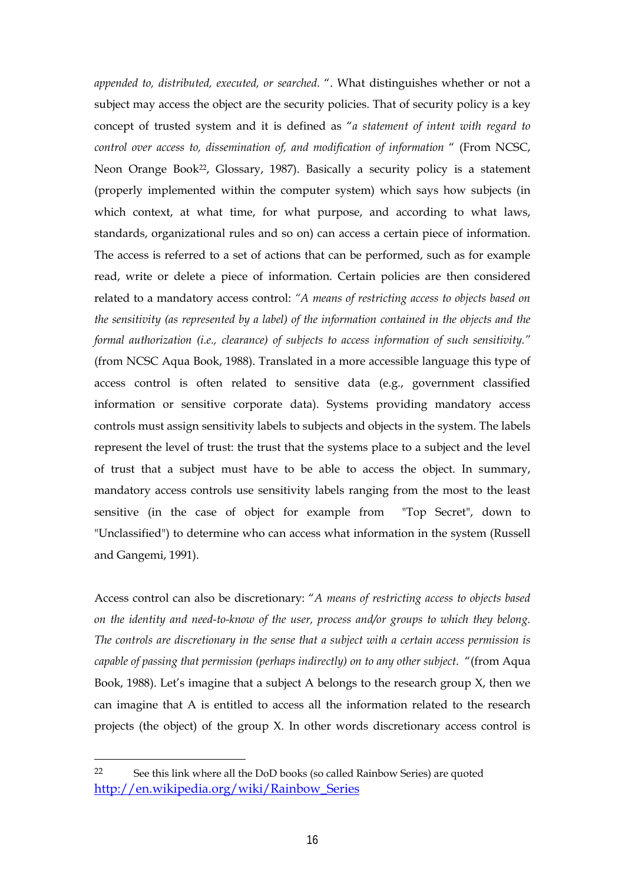*appended to, distributed, executed, or searched*. ". What distinguishes whether or not a subject may access the object are the security policies. That of security policy is a key concept of trusted system and it is defined as "*a statement of intent with regard to control over access to, dissemination of, and modification of information* " (From NCSC, Neon Orange Book[22], Glossary, 1987). Basically a security policy is a statement (properly implemented within the computer system) which says how subjects (in which context, at what time, for what purpose, and according to what laws, standards, organizational rules and so on) can access a certain piece of information. The access is referred to a set of actions that can be performed, such as for example read, write or delete a piece of information. Certain policies are then considered related to a mandatory access control: *"A means of restricting access to objects based on the sensitivity (as represented by a label) of the information contained in the objects and the formal authorization (i.e., clearance) of subjects to access information of such sensitivity."* (from NCSC Aqua Book, 1988). Translated in a more accessible language this type of access control is often related to sensitive data (e.g., government classified information or sensitive corporate data). Systems providing mandatory access controls must assign sensitivity labels to subjects and objects in the system. The labels represent the level of trust: the trust that the systems place to a subject and the level of trust that a subject must have to be able to access the object. In summary, mandatory access controls use sensitivity labels ranging from the most to the least sensitive (in the case of object for example from "Top Secret", down to "Unclassified") to determine who can access what information in the system (Russell and Gangemi, 1991).

Access control can also be discretionary: "*A means of restricting access to objects based on the identity and need-to-know of the user, process and/or groups to which they belong. The controls are discretionary in the sense that a subject with a certain access permission is capable of passing that permission (perhaps indirectly) on to any other subject*. "(from Aqua Book, 1988). Let's imagine that a subject A belongs to the research group X, then we can imagine that A is entitled to access all the information related to the research projects (the object) of the group X. In other words discretionary access control is

---

[22] See this link where all the DoD books (so called Rainbow Series) are quoted http://en.wikipedia.org/wiki/Rainbow_Series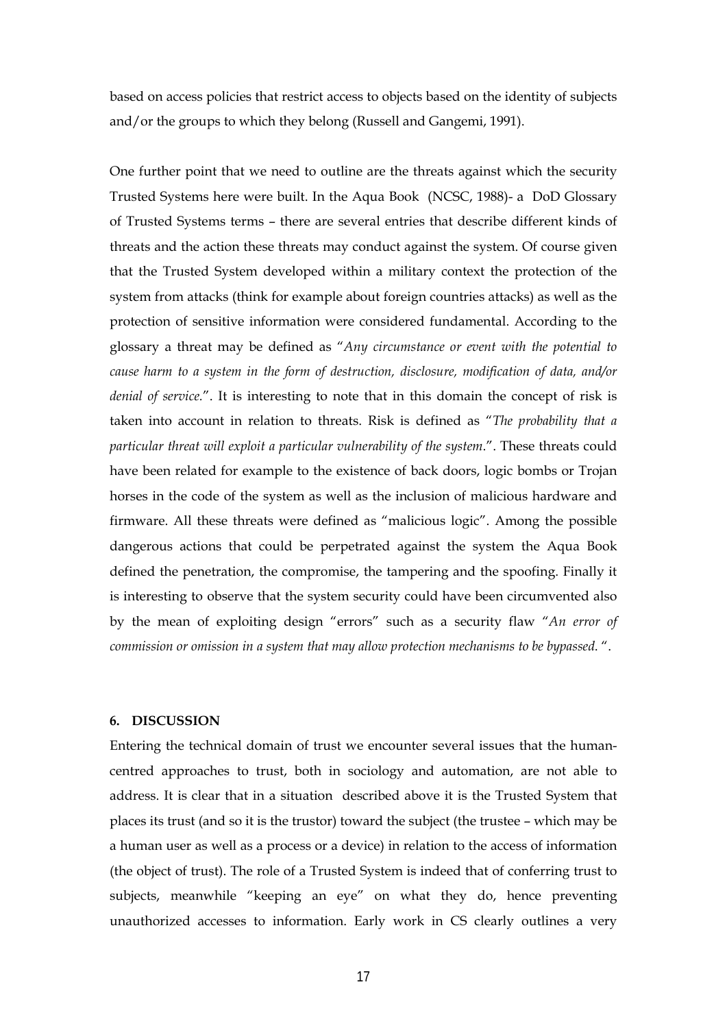based on access policies that restrict access to objects based on the identity of subjects and/or the groups to which they belong (Russell and Gangemi, 1991).

One further point that we need to outline are the threats against which the security Trusted Systems here were built. In the Aqua Book (NCSC, 1988)- a DoD Glossary of Trusted Systems terms – there are several entries that describe different kinds of threats and the action these threats may conduct against the system. Of course given that the Trusted System developed within a military context the protection of the system from attacks (think for example about foreign countries attacks) as well as the protection of sensitive information were considered fundamental. According to the glossary a threat may be defined as "*Any circumstance or event with the potential to cause harm to a system in the form of destruction, disclosure, modification of data, and/or denial of service.*". It is interesting to note that in this domain the concept of risk is taken into account in relation to threats. Risk is defined as "*The probability that a particular threat will exploit a particular vulnerability of the system.*". These threats could have been related for example to the existence of back doors, logic bombs or Trojan horses in the code of the system as well as the inclusion of malicious hardware and firmware. All these threats were defined as "malicious logic". Among the possible dangerous actions that could be perpetrated against the system the Aqua Book defined the penetration, the compromise, the tampering and the spoofing. Finally it is interesting to observe that the system security could have been circumvented also by the mean of exploiting design "errors" such as a security flaw "*An error of commission or omission in a system that may allow protection mechanisms to be bypassed.* ".

## 6. DISCUSSION

Entering the technical domain of trust we encounter several issues that the human-centred approaches to trust, both in sociology and automation, are not able to address. It is clear that in a situation described above it is the Trusted System that places its trust (and so it is the trustor) toward the subject (the trustee – which may be a human user as well as a process or a device) in relation to the access of information (the object of trust). The role of a Trusted System is indeed that of conferring trust to subjects, meanwhile "keeping an eye" on what they do, hence preventing unauthorized accesses to information. Early work in CS clearly outlines a very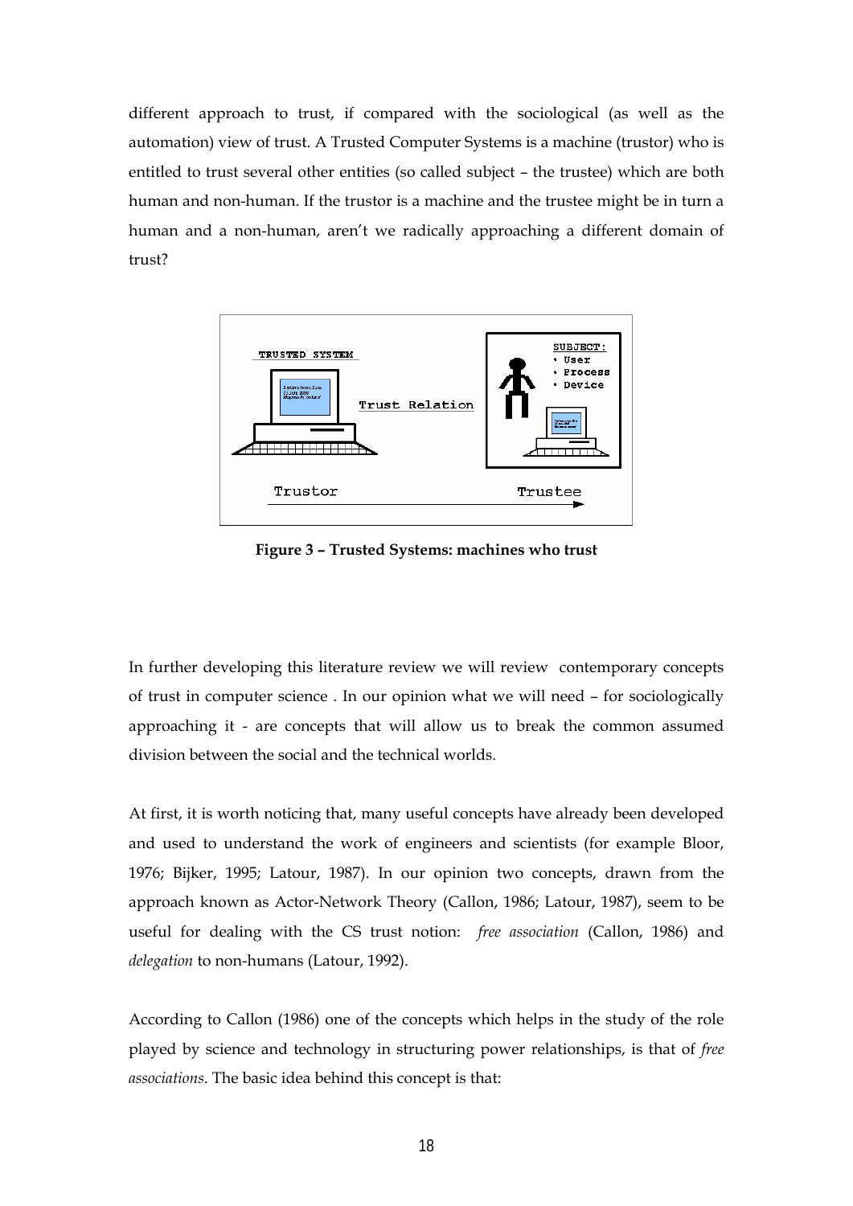different approach to trust, if compared with the sociological (as well as the automation) view of trust. A Trusted Computer Systems is a machine (trustor) who is entitled to trust several other entities (so called subject – the trustee) which are both human and non-human. If the trustor is a machine and the trustee might be in turn a human and a non-human, aren't we radically approaching a different domain of trust?

**Figure 3 – Trusted Systems: machines who trust**

In further developing this literature review we will review contemporary concepts of trust in computer science . In our opinion what we will need – for sociologically approaching it - are concepts that will allow us to break the common assumed division between the social and the technical worlds.

At first, it is worth noticing that, many useful concepts have already been developed and used to understand the work of engineers and scientists (for example Bloor, 1976; Bijker, 1995; Latour, 1987). In our opinion two concepts, drawn from the approach known as Actor-Network Theory (Callon, 1986; Latour, 1987), seem to be useful for dealing with the CS trust notion: *free association* (Callon, 1986) and *delegation* to non-humans (Latour, 1992).

According to Callon (1986) one of the concepts which helps in the study of the role played by science and technology in structuring power relationships, is that of *free associations*. The basic idea behind this concept is that: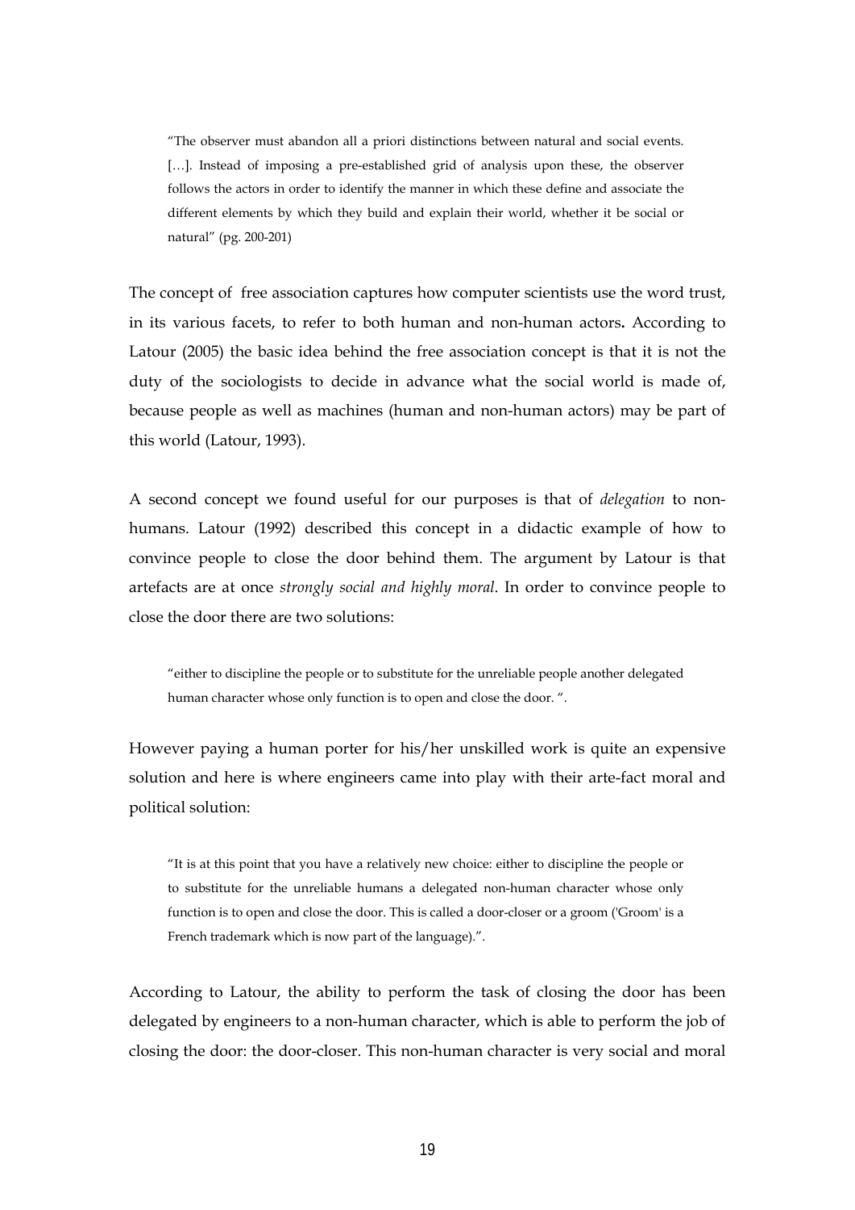> "The observer must abandon all a priori distinctions between natural and social events. […]. Instead of imposing a pre-established grid of analysis upon these, the observer follows the actors in order to identify the manner in which these define and associate the different elements by which they build and explain their world, whether it be social or natural" (pg. 200-201)

The concept of free association captures how computer scientists use the word trust, in its various facets, to refer to both human and non-human actors**.** According to Latour (2005) the basic idea behind the free association concept is that it is not the duty of the sociologists to decide in advance what the social world is made of, because people as well as machines (human and non-human actors) may be part of this world (Latour, 1993).

A second concept we found useful for our purposes is that of *delegation* to non-humans. Latour (1992) described this concept in a didactic example of how to convince people to close the door behind them. The argument by Latour is that artefacts are at once *strongly social and highly moral*. In order to convince people to close the door there are two solutions:

> "either to discipline the people or to substitute for the unreliable people another delegated human character whose only function is to open and close the door. ".

However paying a human porter for his/her unskilled work is quite an expensive solution and here is where engineers came into play with their arte-fact moral and political solution:

> "It is at this point that you have a relatively new choice: either to discipline the people or to substitute for the unreliable humans a delegated non-human character whose only function is to open and close the door. This is called a door-closer or a groom ('Groom' is a French trademark which is now part of the language).".

According to Latour, the ability to perform the task of closing the door has been delegated by engineers to a non-human character, which is able to perform the job of closing the door: the door-closer. This non-human character is very social and moral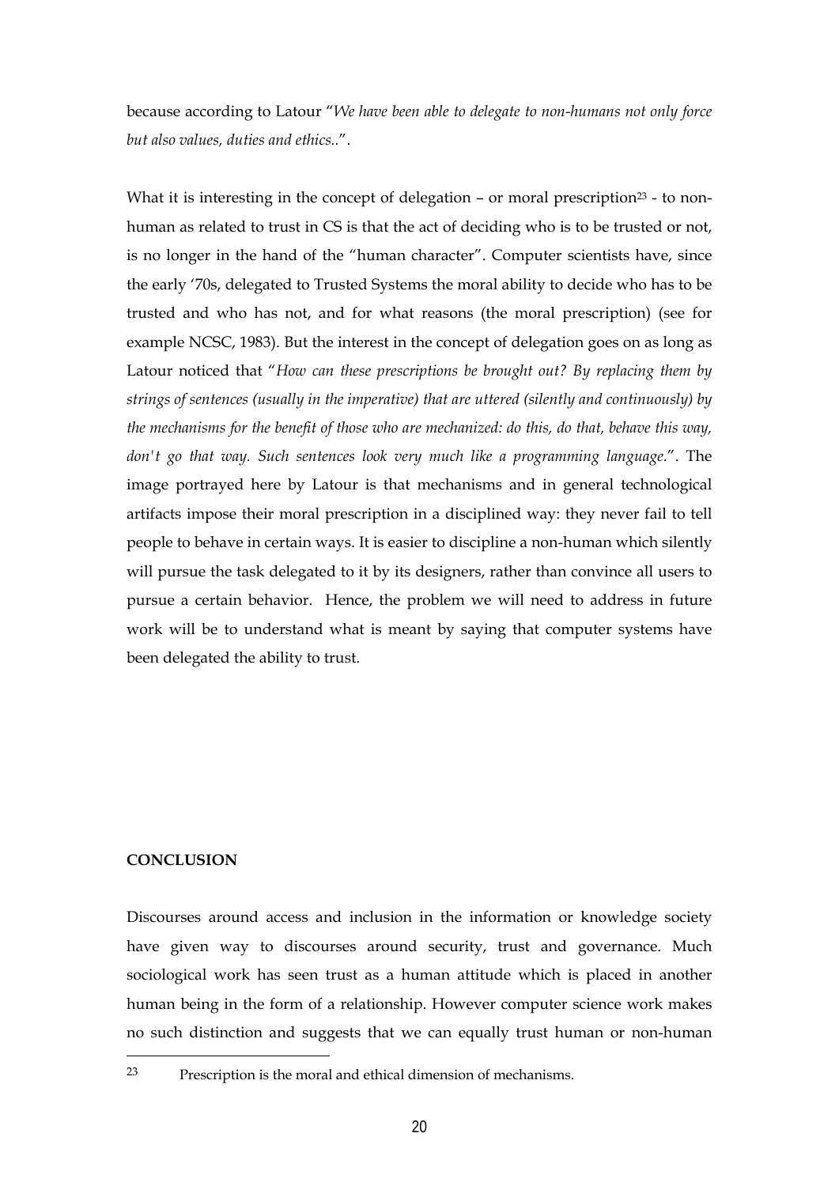because according to Latour "*We have been able to delegate to non-humans not only force but also values, duties and ethics..*".

What it is interesting in the concept of delegation – or moral prescription[23] - to non-human as related to trust in CS is that the act of deciding who is to be trusted or not, is no longer in the hand of the "human character". Computer scientists have, since the early '70s, delegated to Trusted Systems the moral ability to decide who has to be trusted and who has not, and for what reasons (the moral prescription) (see for example NCSC, 1983). But the interest in the concept of delegation goes on as long as Latour noticed that "*How can these prescriptions be brought out? By replacing them by strings of sentences (usually in the imperative) that are uttered (silently and continuously) by the mechanisms for the benefit of those who are mechanized: do this, do that, behave this way, don't go that way. Such sentences look very much like a programming language.*". The image portrayed here by Latour is that mechanisms and in general technological artifacts impose their moral prescription in a disciplined way: they never fail to tell people to behave in certain ways. It is easier to discipline a non-human which silently will pursue the task delegated to it by its designers, rather than convince all users to pursue a certain behavior. Hence, the problem we will need to address in future work will be to understand what is meant by saying that computer systems have been delegated the ability to trust.

## CONCLUSION

Discourses around access and inclusion in the information or knowledge society have given way to discourses around security, trust and governance. Much sociological work has seen trust as a human attitude which is placed in another human being in the form of a relationship. However computer science work makes no such distinction and suggests that we can equally trust human or non-human

---

[23] Prescription is the moral and ethical dimension of mechanisms.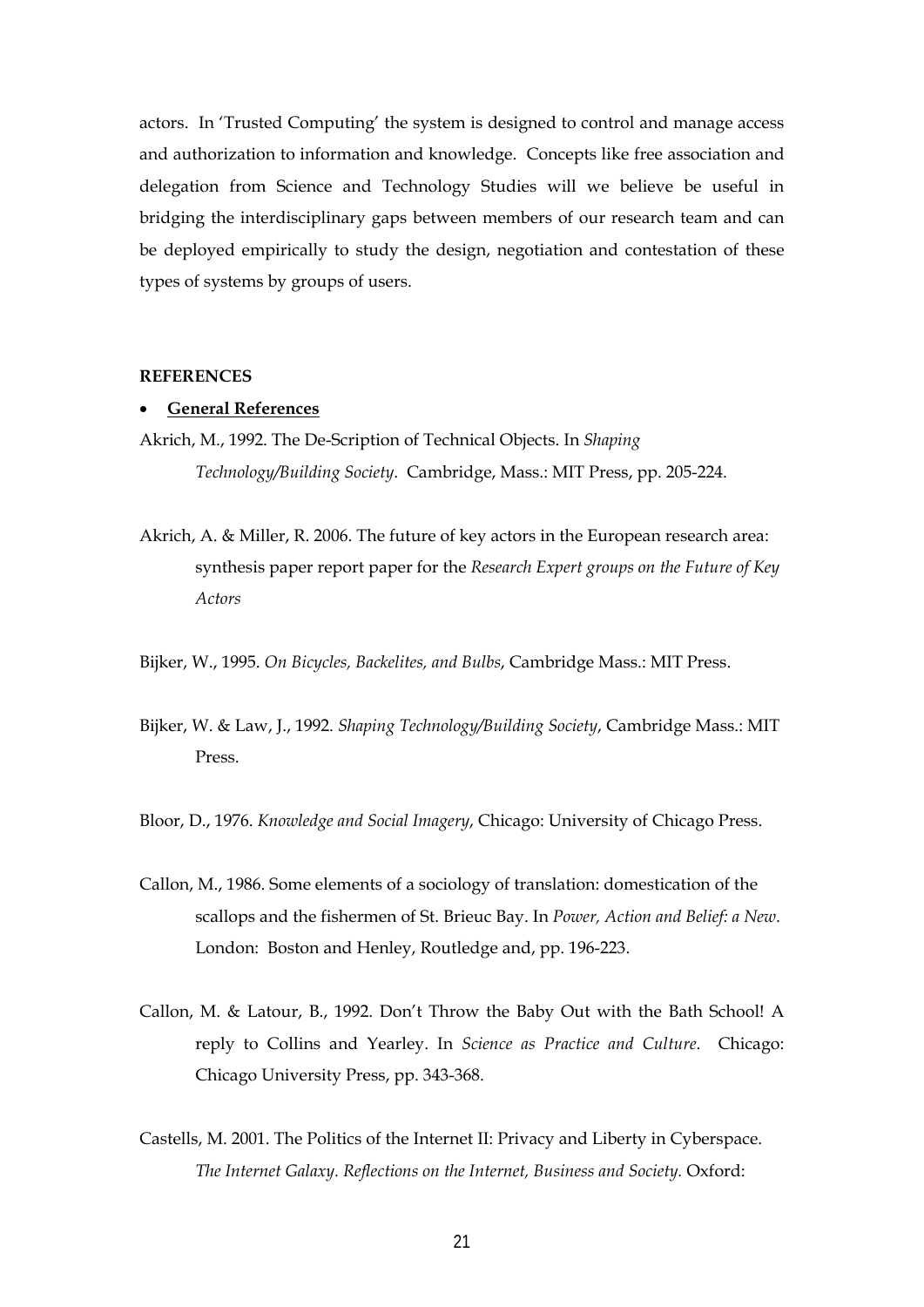actors. In 'Trusted Computing' the system is designed to control and manage access and authorization to information and knowledge. Concepts like free association and delegation from Science and Technology Studies will we believe be useful in bridging the interdisciplinary gaps between members of our research team and can be deployed empirically to study the design, negotiation and contestation of these types of systems by groups of users.

**REFERENCES**

- **General References**

Akrich, M., 1992. The De-Scription of Technical Objects. In *Shaping Technology/Building Society*. Cambridge, Mass.: MIT Press, pp. 205-224.

Akrich, A. & Miller, R. 2006. The future of key actors in the European research area: synthesis paper report paper for the *Research Expert groups on the Future of Key Actors*

Bijker, W., 1995. *On Bicycles, Backelites, and Bulbs*, Cambridge Mass.: MIT Press.

Bijker, W. & Law, J., 1992. *Shaping Technology/Building Society*, Cambridge Mass.: MIT Press.

Bloor, D., 1976. *Knowledge and Social Imagery*, Chicago: University of Chicago Press.

Callon, M., 1986. Some elements of a sociology of translation: domestication of the scallops and the fishermen of St. Brieuc Bay. In *Power, Action and Belief: a New*. London: Boston and Henley, Routledge and, pp. 196-223.

Callon, M. & Latour, B., 1992. Don't Throw the Baby Out with the Bath School! A reply to Collins and Yearley. In *Science as Practice and Culture*. Chicago: Chicago University Press, pp. 343-368.

Castells, M. 2001. The Politics of the Internet II: Privacy and Liberty in Cyberspace. *The Internet Galaxy. Reflections on the Internet, Business and Society.* Oxford: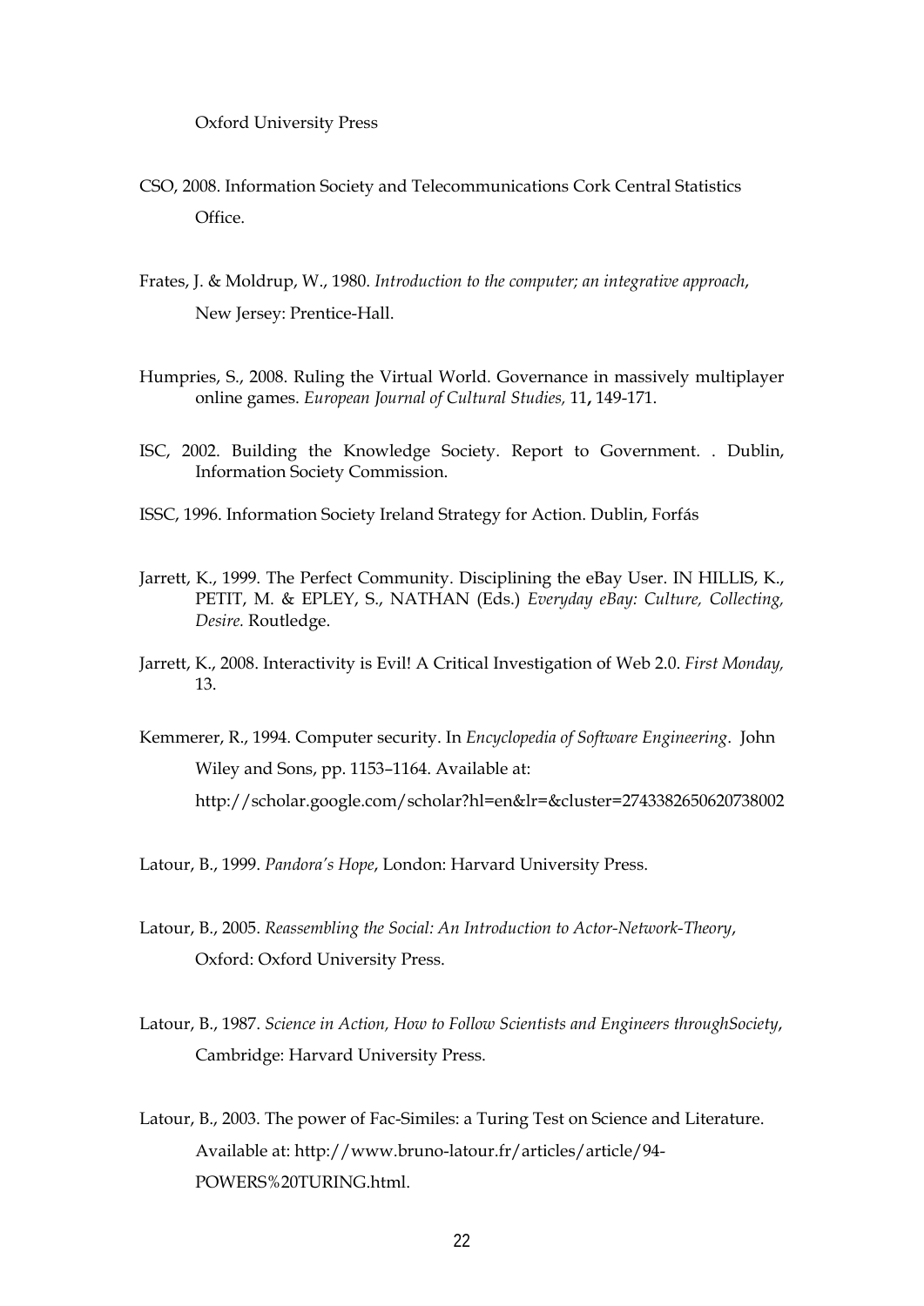Oxford University Press

CSO, 2008. Information Society and Telecommunications Cork Central Statistics Office.

Frates, J. & Moldrup, W., 1980. *Introduction to the computer; an integrative approach*, New Jersey: Prentice-Hall.

Humpries, S., 2008. Ruling the Virtual World. Governance in massively multiplayer online games. *European Journal of Cultural Studies,* 11**,** 149-171.

ISC, 2002. Building the Knowledge Society. Report to Government. . Dublin, Information Society Commission.

ISSC, 1996. Information Society Ireland Strategy for Action. Dublin, Forfás

Jarrett, K., 1999. The Perfect Community. Disciplining the eBay User. IN HILLIS, K., PETIT, M. & EPLEY, S., NATHAN (Eds.) *Everyday eBay: Culture, Collecting, Desire.* Routledge.

Jarrett, K., 2008. Interactivity is Evil! A Critical Investigation of Web 2.0. *First Monday,* 13.

Kemmerer, R., 1994. Computer security. In *Encyclopedia of Software Engineering*. John Wiley and Sons, pp. 1153–1164. Available at: http://scholar.google.com/scholar?hl=en&lr=&cluster=2743382650620738002

Latour, B., 1999. *Pandora's Hope*, London: Harvard University Press.

Latour, B., 2005. *Reassembling the Social: An Introduction to Actor-Network-Theory*, Oxford: Oxford University Press.

Latour, B., 1987. *Science in Action, How to Follow Scientists and Engineers throughSociety*, Cambridge: Harvard University Press.

Latour, B., 2003. The power of Fac-Similes: a Turing Test on Science and Literature. Available at: http://www.bruno-latour.fr/articles/article/94-POWERS%20TURING.html.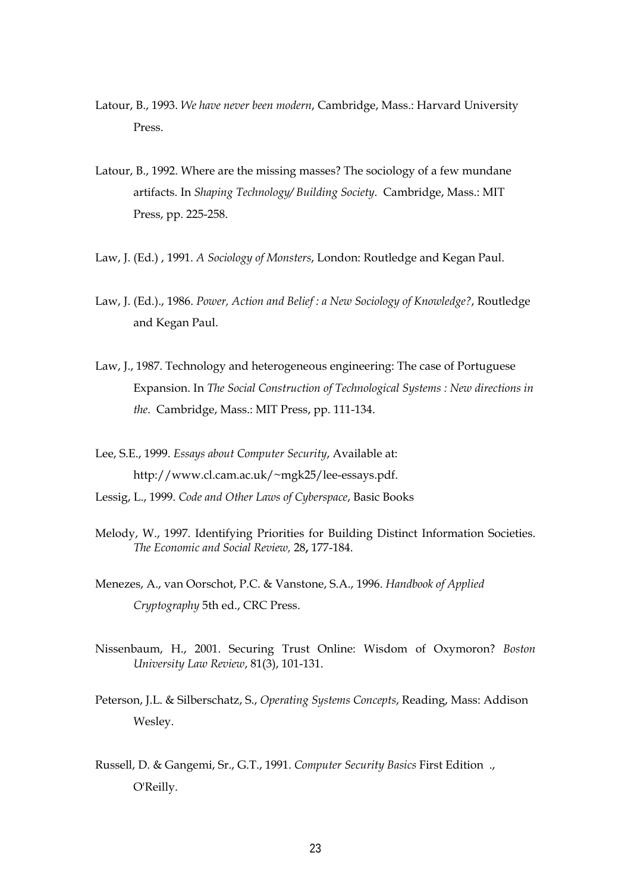Latour, B., 1993. *We have never been modern*, Cambridge, Mass.: Harvard University Press.

Latour, B., 1992. Where are the missing masses? The sociology of a few mundane artifacts. In *Shaping Technology/ Building Society*. Cambridge, Mass.: MIT Press, pp. 225-258.

Law, J. (Ed.) , 1991. *A Sociology of Monsters*, London: Routledge and Kegan Paul.

Law, J. (Ed.)., 1986. *Power, Action and Belief : a New Sociology of Knowledge?*, Routledge and Kegan Paul.

Law, J., 1987. Technology and heterogeneous engineering: The case of Portuguese Expansion. In *The Social Construction of Technological Systems : New directions in the*. Cambridge, Mass.: MIT Press, pp. 111-134.

Lee, S.E., 1999. *Essays about Computer Security*, Available at: http://www.cl.cam.ac.uk/~mgk25/lee-essays.pdf.

Lessig, L., 1999. *Code and Other Laws of Cyberspace*, Basic Books

Melody, W., 1997. Identifying Priorities for Building Distinct Information Societies. *The Economic and Social Review,* 28**,** 177-184.

Menezes, A., van Oorschot, P.C. & Vanstone, S.A., 1996. *Handbook of Applied Cryptography* 5th ed., CRC Press.

Nissenbaum, H., 2001. Securing Trust Online: Wisdom of Oxymoron? *Boston University Law Review*, 81(3), 101-131.

Peterson, J.L. & Silberschatz, S., *Operating Systems Concepts*, Reading, Mass: Addison Wesley.

Russell, D. & Gangemi, Sr., G.T., 1991. *Computer Security Basics* First Edition ., O'Reilly.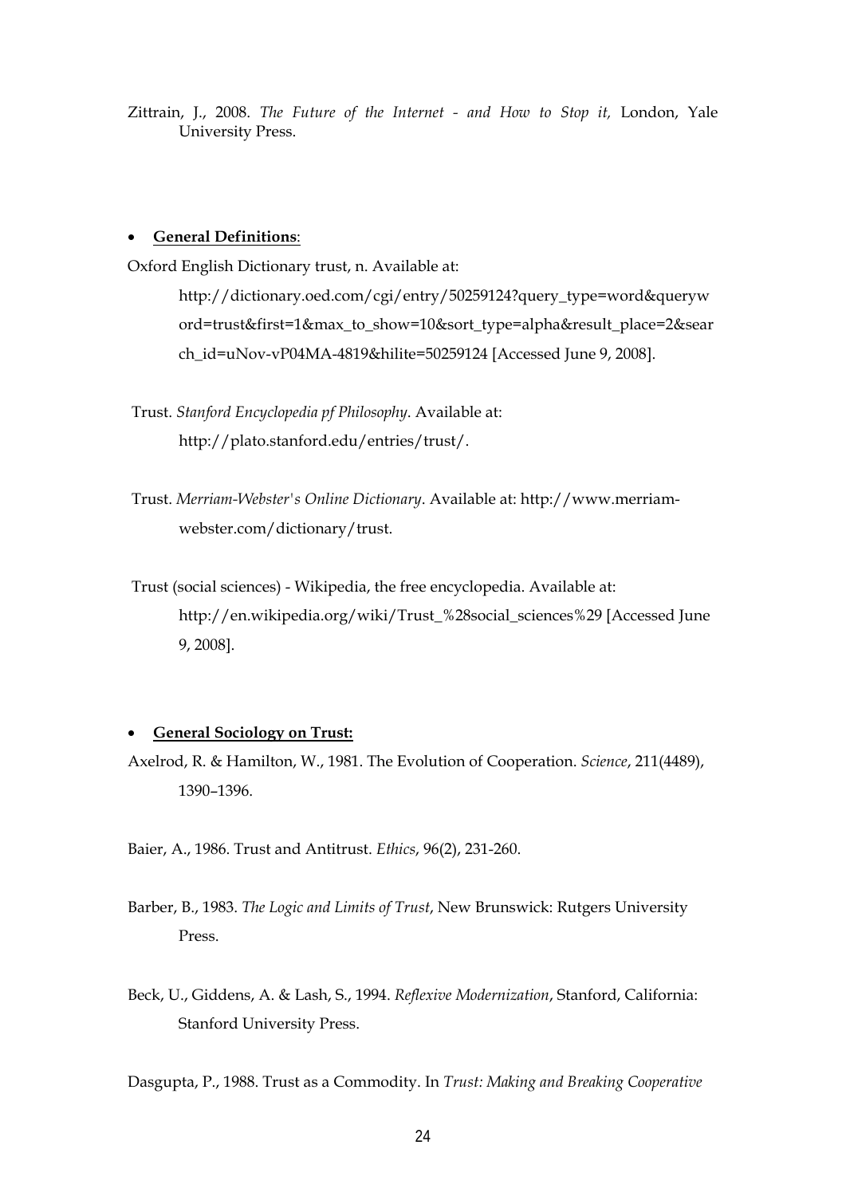Zittrain, J., 2008. *The Future of the Internet - and How to Stop it,* London, Yale University Press.

- **General Definitions**:

Oxford English Dictionary trust, n. Available at: http://dictionary.oed.com/cgi/entry/50259124?query_type=word&queryword=trust&first=1&max_to_show=10&sort_type=alpha&result_place=2&search_id=uNov-vP04MA-4819&hilite=50259124 [Accessed June 9, 2008].

Trust. *Stanford Encyclopedia pf Philosophy*. Available at: http://plato.stanford.edu/entries/trust/.

Trust. *Merriam-Webster's Online Dictionary*. Available at: http://www.merriam-webster.com/dictionary/trust.

Trust (social sciences) - Wikipedia, the free encyclopedia. Available at: http://en.wikipedia.org/wiki/Trust_%28social_sciences%29 [Accessed June 9, 2008].

- **General Sociology on Trust:**

Axelrod, R. & Hamilton, W., 1981. The Evolution of Cooperation. *Science*, 211(4489), 1390–1396.

Baier, A., 1986. Trust and Antitrust. *Ethics*, 96(2), 231-260.

Barber, B., 1983. *The Logic and Limits of Trust*, New Brunswick: Rutgers University Press.

Beck, U., Giddens, A. & Lash, S., 1994. *Reflexive Modernization*, Stanford, California: Stanford University Press.

Dasgupta, P., 1988. Trust as a Commodity. In *Trust: Making and Breaking Cooperative*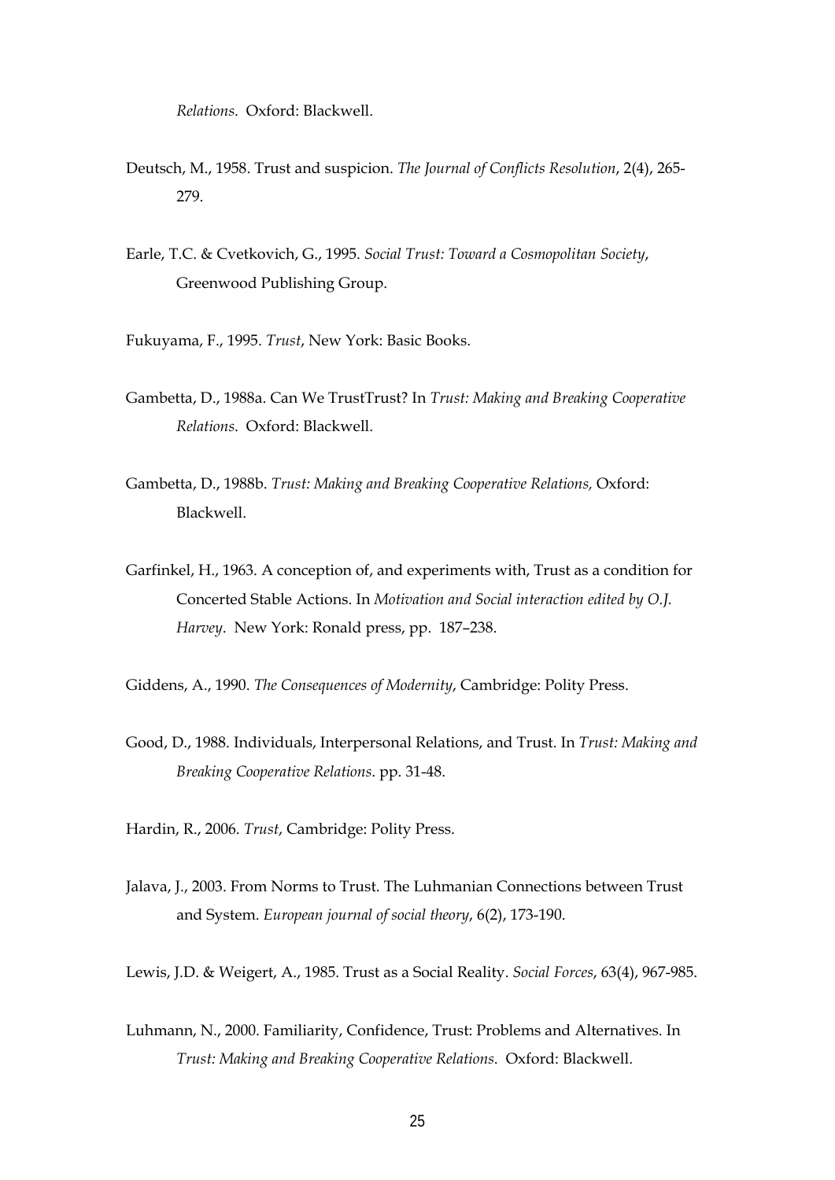*Relations*. Oxford: Blackwell.

Deutsch, M., 1958. Trust and suspicion. *The Journal of Conflicts Resolution*, 2(4), 265-279.

Earle, T.C. & Cvetkovich, G., 1995. *Social Trust: Toward a Cosmopolitan Society*, Greenwood Publishing Group.

Fukuyama, F., 1995. *Trust*, New York: Basic Books.

Gambetta, D., 1988a. Can We TrustTrust? In *Trust: Making and Breaking Cooperative Relations*. Oxford: Blackwell.

Gambetta, D., 1988b. *Trust: Making and Breaking Cooperative Relations,* Oxford: Blackwell.

Garfinkel, H., 1963. A conception of, and experiments with, Trust as a condition for Concerted Stable Actions. In *Motivation and Social interaction edited by O.J. Harvey*. New York: Ronald press, pp. 187–238.

Giddens, A., 1990. *The Consequences of Modernity*, Cambridge: Polity Press.

Good, D., 1988. Individuals, Interpersonal Relations, and Trust. In *Trust: Making and Breaking Cooperative Relations*. pp. 31-48.

Hardin, R., 2006. *Trust*, Cambridge: Polity Press.

Jalava, J., 2003. From Norms to Trust. The Luhmanian Connections between Trust and System. *European journal of social theory*, 6(2), 173-190.

Lewis, J.D. & Weigert, A., 1985. Trust as a Social Reality. *Social Forces*, 63(4), 967-985.

Luhmann, N., 2000. Familiarity, Confidence, Trust: Problems and Alternatives. In *Trust: Making and Breaking Cooperative Relations*. Oxford: Blackwell.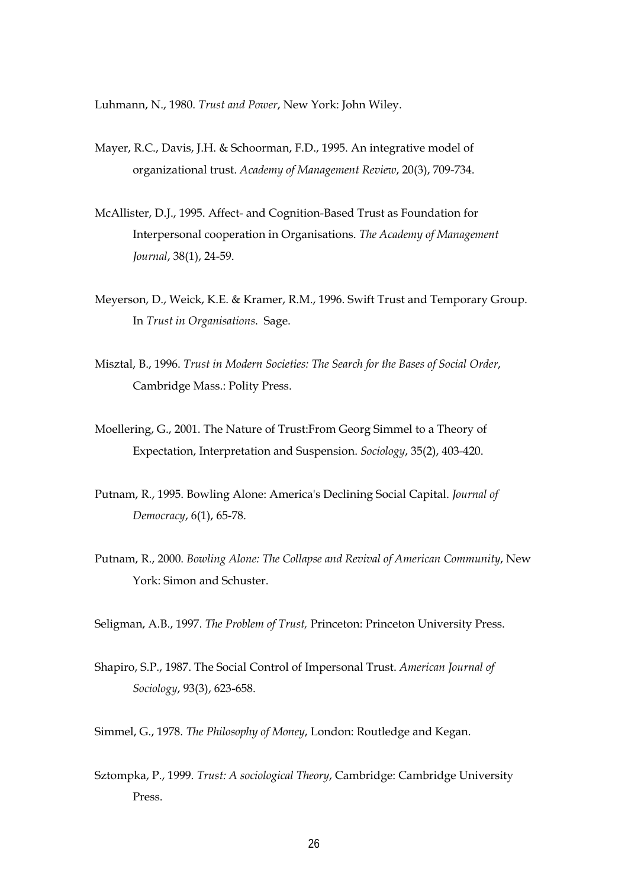Luhmann, N., 1980. *Trust and Power*, New York: John Wiley.

Mayer, R.C., Davis, J.H. & Schoorman, F.D., 1995. An integrative model of organizational trust. *Academy of Management Review*, 20(3), 709-734.

McAllister, D.J., 1995. Affect- and Cognition-Based Trust as Foundation for Interpersonal cooperation in Organisations. *The Academy of Management Journal*, 38(1), 24-59.

Meyerson, D., Weick, K.E. & Kramer, R.M., 1996. Swift Trust and Temporary Group. In *Trust in Organisations*. Sage.

Misztal, B., 1996. *Trust in Modern Societies: The Search for the Bases of Social Order*, Cambridge Mass.: Polity Press.

Moellering, G., 2001. The Nature of Trust:From Georg Simmel to a Theory of Expectation, Interpretation and Suspension. *Sociology*, 35(2), 403-420.

Putnam, R., 1995. Bowling Alone: America's Declining Social Capital. *Journal of Democracy*, 6(1), 65-78.

Putnam, R., 2000. *Bowling Alone: The Collapse and Revival of American Community*, New York: Simon and Schuster.

Seligman, A.B., 1997. *The Problem of Trust,* Princeton: Princeton University Press.

Shapiro, S.P., 1987. The Social Control of Impersonal Trust. *American Journal of Sociology*, 93(3), 623-658.

Simmel, G., 1978. *The Philosophy of Money*, London: Routledge and Kegan.

Sztompka, P., 1999. *Trust: A sociological Theory*, Cambridge: Cambridge University Press.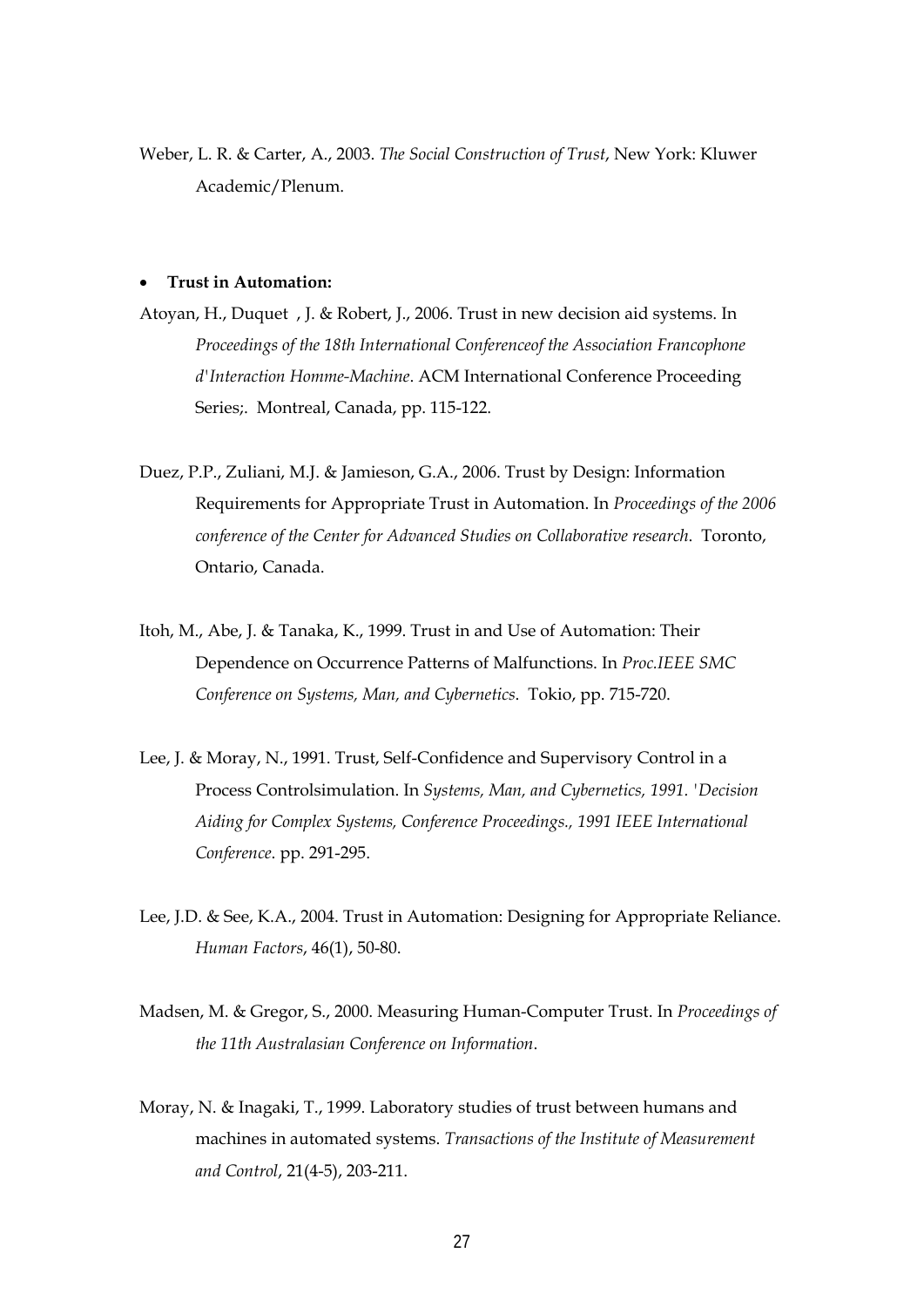Weber, L. R. & Carter, A., 2003. *The Social Construction of Trust*, New York: Kluwer Academic/Plenum.

- **Trust in Automation:**

Atoyan, H., Duquet , J. & Robert, J., 2006. Trust in new decision aid systems. In *Proceedings of the 18th International Conferenceof the Association Francophone d'Interaction Homme-Machine*. ACM International Conference Proceeding Series;. Montreal, Canada, pp. 115-122.

Duez, P.P., Zuliani, M.J. & Jamieson, G.A., 2006. Trust by Design: Information Requirements for Appropriate Trust in Automation. In *Proceedings of the 2006 conference of the Center for Advanced Studies on Collaborative research*. Toronto, Ontario, Canada.

Itoh, M., Abe, J. & Tanaka, K., 1999. Trust in and Use of Automation: Their Dependence on Occurrence Patterns of Malfunctions. In *Proc.IEEE SMC Conference on Systems, Man, and Cybernetics*. Tokio, pp. 715-720.

Lee, J. & Moray, N., 1991. Trust, Self-Confidence and Supervisory Control in a Process Controlsimulation. In *Systems, Man, and Cybernetics, 1991. 'Decision Aiding for Complex Systems, Conference Proceedings., 1991 IEEE International Conference*. pp. 291-295.

Lee, J.D. & See, K.A., 2004. Trust in Automation: Designing for Appropriate Reliance. *Human Factors*, 46(1), 50-80.

Madsen, M. & Gregor, S., 2000. Measuring Human-Computer Trust. In *Proceedings of the 11th Australasian Conference on Information*.

Moray, N. & Inagaki, T., 1999. Laboratory studies of trust between humans and machines in automated systems. *Transactions of the Institute of Measurement and Control*, 21(4-5), 203-211.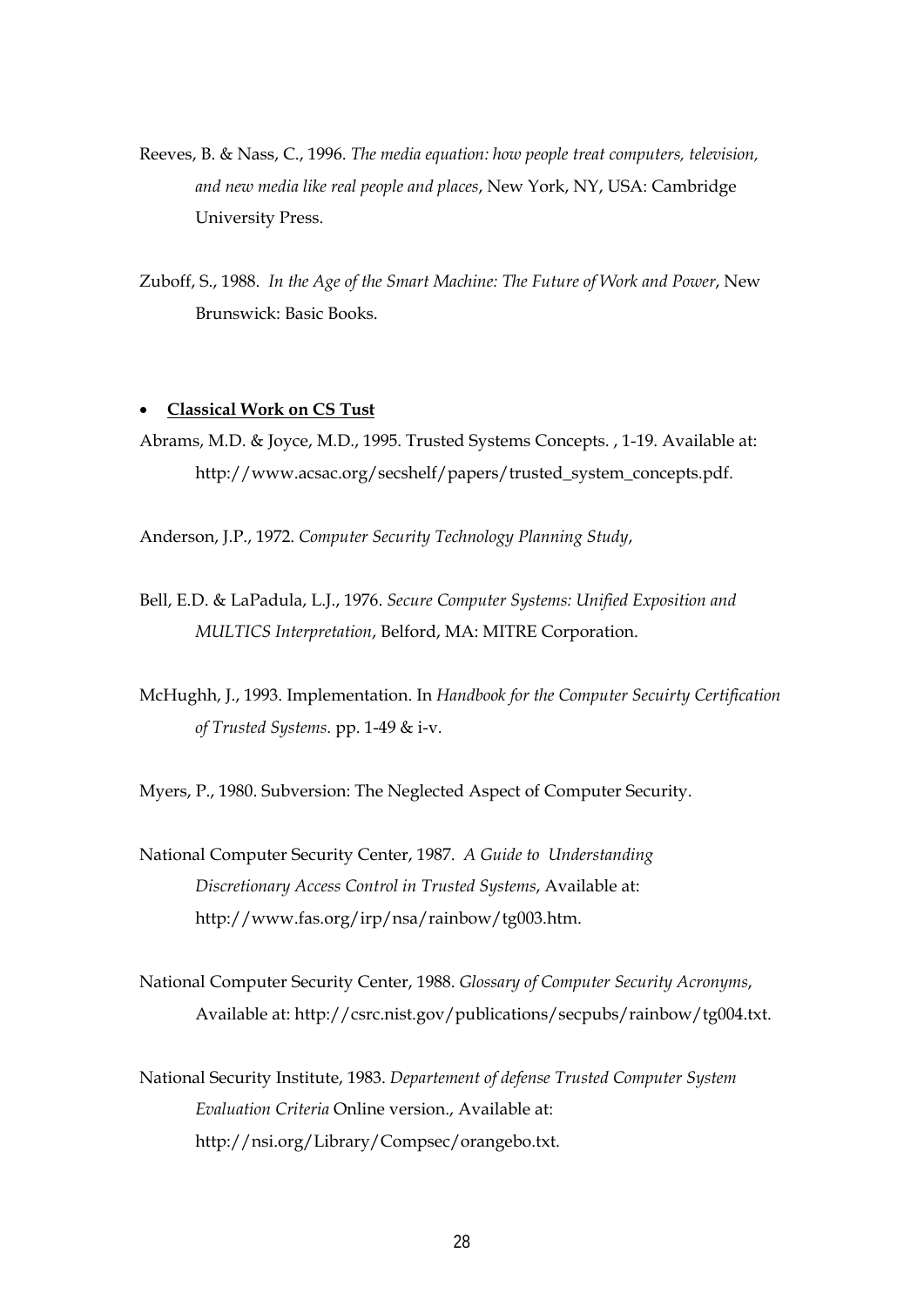Reeves, B. & Nass, C., 1996. *The media equation: how people treat computers, television, and new media like real people and places*, New York, NY, USA: Cambridge University Press.

Zuboff, S., 1988. *In the Age of the Smart Machine: The Future of Work and Power*, New Brunswick: Basic Books.

- **Classical Work on CS Tust**

Abrams, M.D. & Joyce, M.D., 1995. Trusted Systems Concepts. , 1-19. Available at: http://www.acsac.org/secshelf/papers/trusted_system_concepts.pdf.

Anderson, J.P., 1972. *Computer Security Technology Planning Study*,

Bell, E.D. & LaPadula, L.J., 1976. *Secure Computer Systems: Unified Exposition and MULTICS Interpretation*, Belford, MA: MITRE Corporation.

McHughh, J., 1993. Implementation. In *Handbook for the Computer Secuirty Certification of Trusted Systems*. pp. 1-49 & i-v.

Myers, P., 1980. Subversion: The Neglected Aspect of Computer Security.

National Computer Security Center, 1987. *A Guide to Understanding Discretionary Access Control in Trusted Systems*, Available at: http://www.fas.org/irp/nsa/rainbow/tg003.htm.

National Computer Security Center, 1988. *Glossary of Computer Security Acronyms*, Available at: http://csrc.nist.gov/publications/secpubs/rainbow/tg004.txt.

National Security Institute, 1983. *Departement of defense Trusted Computer System Evaluation Criteria* Online version., Available at: http://nsi.org/Library/Compsec/orangebo.txt.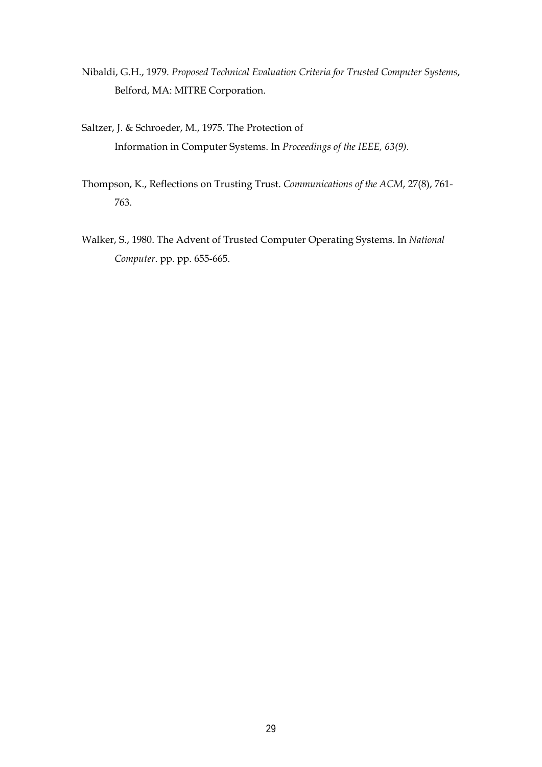Nibaldi, G.H., 1979. *Proposed Technical Evaluation Criteria for Trusted Computer Systems*, Belford, MA: MITRE Corporation.

Saltzer, J. & Schroeder, M., 1975. The Protection of Information in Computer Systems. In *Proceedings of the IEEE, 63(9)*.

Thompson, K., Reflections on Trusting Trust. *Communications of the ACM*, 27(8), 761-763.

Walker, S., 1980. The Advent of Trusted Computer Operating Systems. In *National Computer*. pp. pp. 655-665.